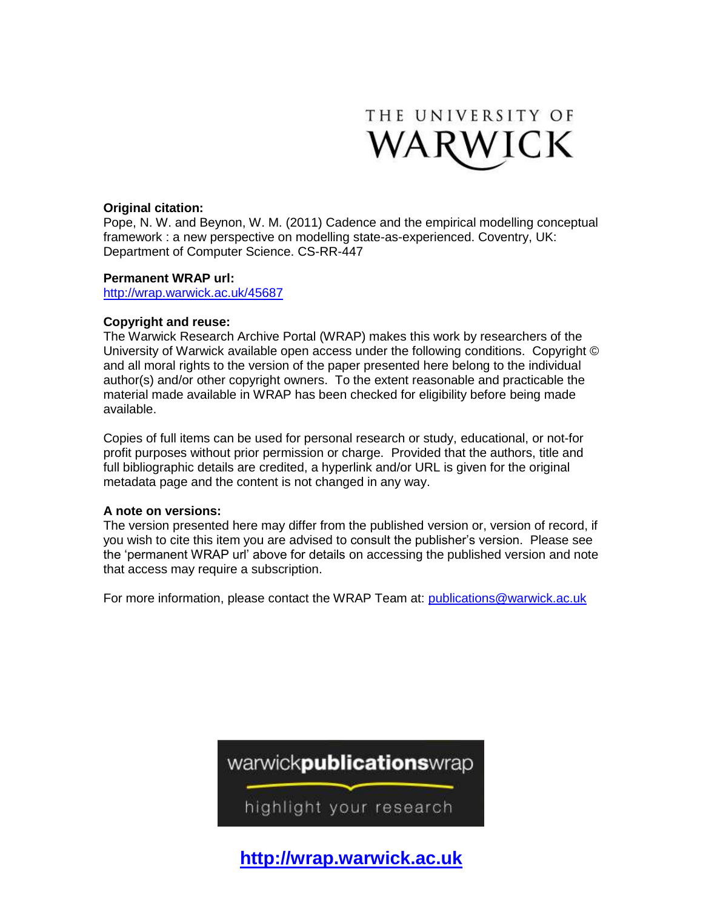THE UNIVERSITY OF WARWICK

**Original citation:**
Pope, N. W. and Beynon, W. M. (2011) Cadence and the empirical modelling conceptual framework : a new perspective on modelling state-as-experienced. Coventry, UK: Department of Computer Science. CS-RR-447

**Permanent WRAP url:**
http://wrap.warwick.ac.uk/45687

**Copyright and reuse:**
The Warwick Research Archive Portal (WRAP) makes this work by researchers of the University of Warwick available open access under the following conditions. Copyright © and all moral rights to the version of the paper presented here belong to the individual author(s) and/or other copyright owners. To the extent reasonable and practicable the material made available in WRAP has been checked for eligibility before being made available.

Copies of full items can be used for personal research or study, educational, or not-for profit purposes without prior permission or charge. Provided that the authors, title and full bibliographic details are credited, a hyperlink and/or URL is given for the original metadata page and the content is not changed in any way.

**A note on versions:**
The version presented here may differ from the published version or, version of record, if you wish to cite this item you are advised to consult the publisher's version. Please see the 'permanent WRAP url' above for details on accessing the published version and note that access may require a subscription.

For more information, please contact the WRAP Team at: publications@warwick.ac.uk

warwickpublicationswrap

highlight your research

**http://wrap.warwick.ac.uk**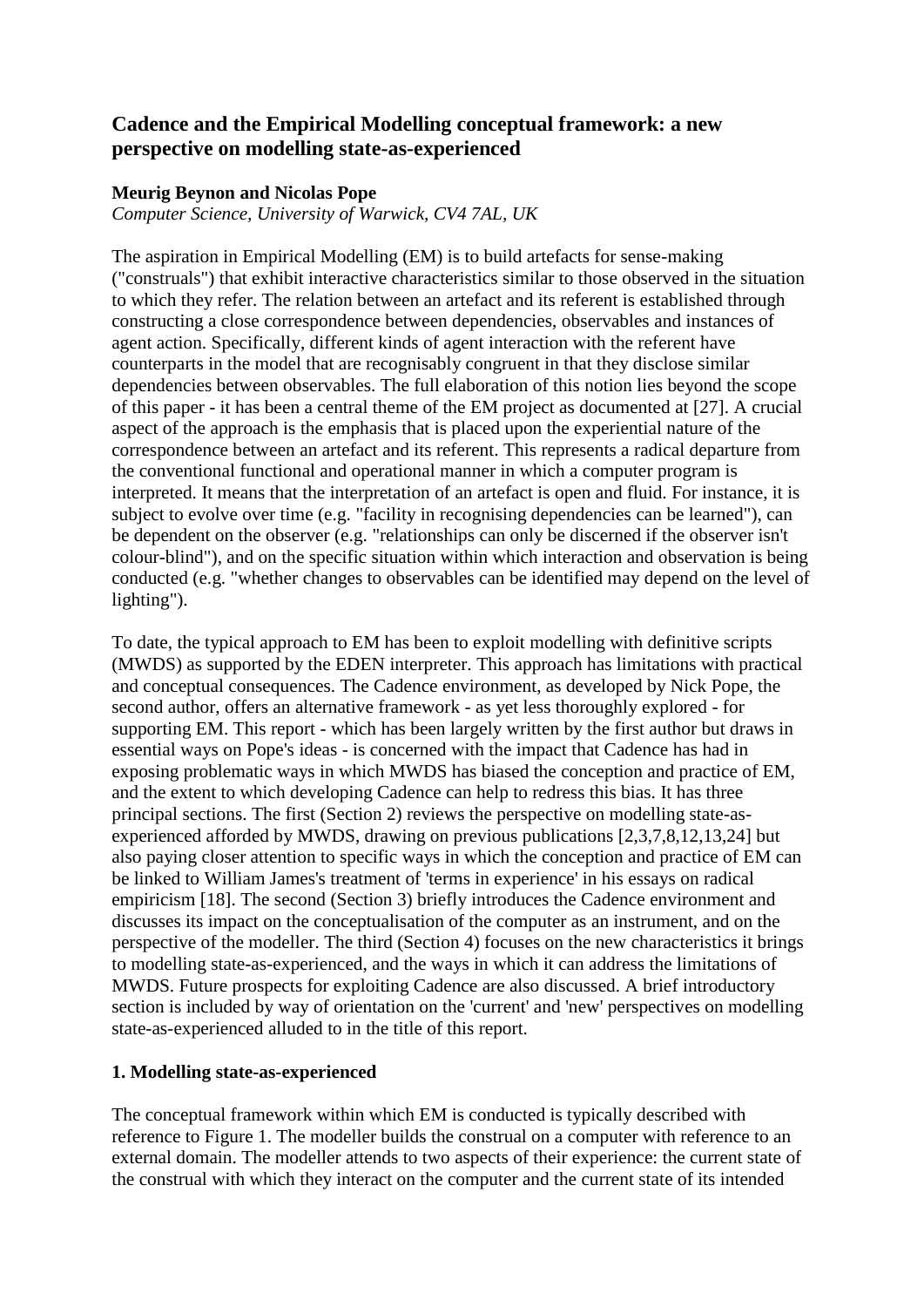## Cadence and the Empirical Modelling conceptual framework: a new perspective on modelling state-as-experienced

**Meurig Beynon and Nicolas Pope**

*Computer Science, University of Warwick, CV4 7AL, UK*

The aspiration in Empirical Modelling (EM) is to build artefacts for sense-making ("construals") that exhibit interactive characteristics similar to those observed in the situation to which they refer. The relation between an artefact and its referent is established through constructing a close correspondence between dependencies, observables and instances of agent action. Specifically, different kinds of agent interaction with the referent have counterparts in the model that are recognisably congruent in that they disclose similar dependencies between observables. The full elaboration of this notion lies beyond the scope of this paper - it has been a central theme of the EM project as documented at [27]. A crucial aspect of the approach is the emphasis that is placed upon the experiential nature of the correspondence between an artefact and its referent. This represents a radical departure from the conventional functional and operational manner in which a computer program is interpreted. It means that the interpretation of an artefact is open and fluid. For instance, it is subject to evolve over time (e.g. "facility in recognising dependencies can be learned"), can be dependent on the observer (e.g. "relationships can only be discerned if the observer isn't colour-blind"), and on the specific situation within which interaction and observation is being conducted (e.g. "whether changes to observables can be identified may depend on the level of lighting").

To date, the typical approach to EM has been to exploit modelling with definitive scripts (MWDS) as supported by the EDEN interpreter. This approach has limitations with practical and conceptual consequences. The Cadence environment, as developed by Nick Pope, the second author, offers an alternative framework - as yet less thoroughly explored - for supporting EM. This report - which has been largely written by the first author but draws in essential ways on Pope's ideas - is concerned with the impact that Cadence has had in exposing problematic ways in which MWDS has biased the conception and practice of EM, and the extent to which developing Cadence can help to redress this bias. It has three principal sections. The first (Section 2) reviews the perspective on modelling state-as-experienced afforded by MWDS, drawing on previous publications [2,3,7,8,12,13,24] but also paying closer attention to specific ways in which the conception and practice of EM can be linked to William James's treatment of 'terms in experience' in his essays on radical empiricism [18]. The second (Section 3) briefly introduces the Cadence environment and discusses its impact on the conceptualisation of the computer as an instrument, and on the perspective of the modeller. The third (Section 4) focuses on the new characteristics it brings to modelling state-as-experienced, and the ways in which it can address the limitations of MWDS. Future prospects for exploiting Cadence are also discussed. A brief introductory section is included by way of orientation on the 'current' and 'new' perspectives on modelling state-as-experienced alluded to in the title of this report.

### 1. Modelling state-as-experienced

The conceptual framework within which EM is conducted is typically described with reference to Figure 1. The modeller builds the construal on a computer with reference to an external domain. The modeller attends to two aspects of their experience: the current state of the construal with which they interact on the computer and the current state of its intended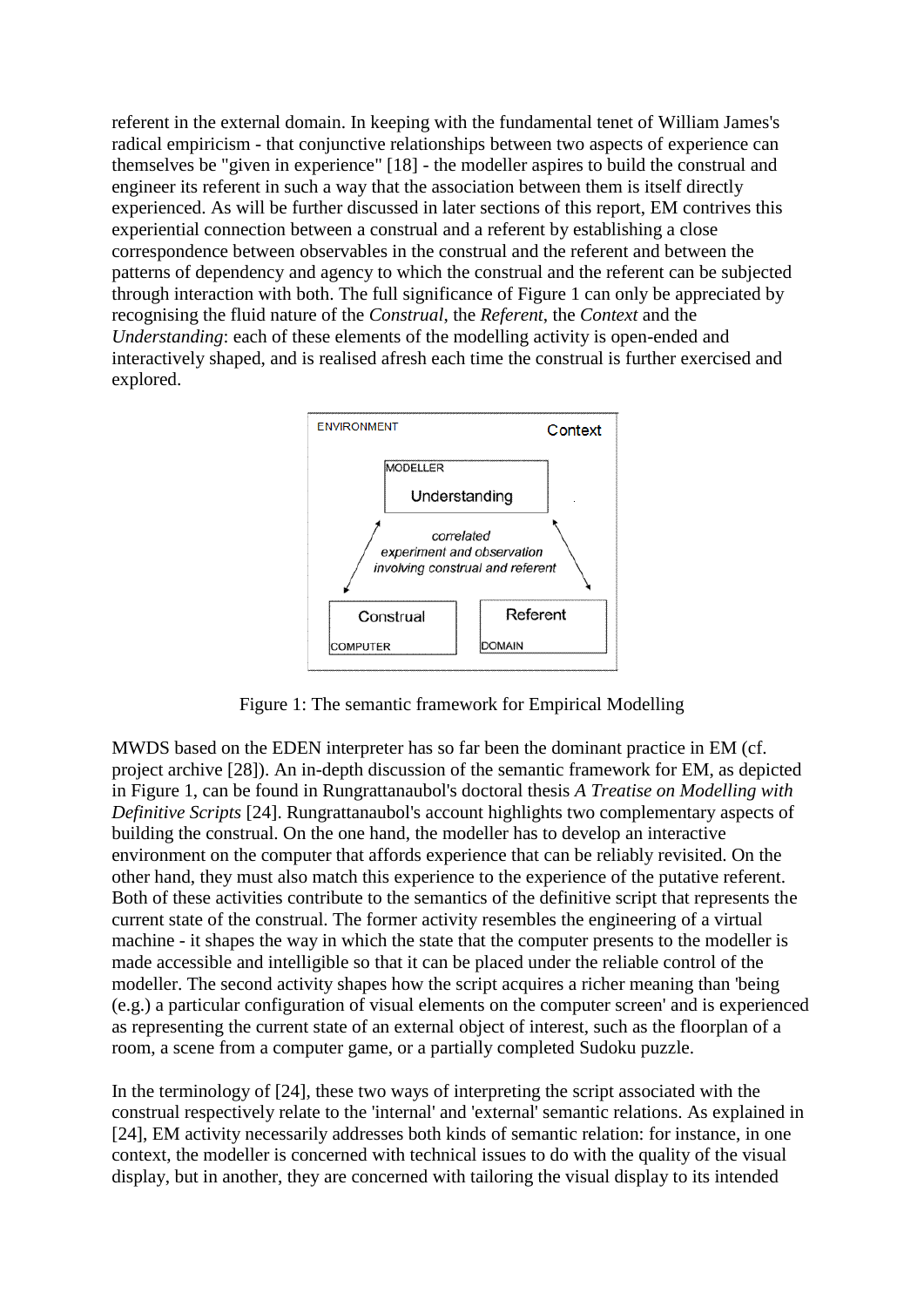referent in the external domain. In keeping with the fundamental tenet of William James's radical empiricism - that conjunctive relationships between two aspects of experience can themselves be "given in experience" [18] - the modeller aspires to build the construal and engineer its referent in such a way that the association between them is itself directly experienced. As will be further discussed in later sections of this report, EM contrives this experiential connection between a construal and a referent by establishing a close correspondence between observables in the construal and the referent and between the patterns of dependency and agency to which the construal and the referent can be subjected through interaction with both. The full significance of Figure 1 can only be appreciated by recognising the fluid nature of the *Construal*, the *Referent*, the *Context* and the *Understanding*: each of these elements of the modelling activity is open-ended and interactively shaped, and is realised afresh each time the construal is further exercised and explored.

Figure 1: The semantic framework for Empirical Modelling

MWDS based on the EDEN interpreter has so far been the dominant practice in EM (cf. project archive [28]). An in-depth discussion of the semantic framework for EM, as depicted in Figure 1, can be found in Rungrattanaubol's doctoral thesis *A Treatise on Modelling with Definitive Scripts* [24]. Rungrattanaubol's account highlights two complementary aspects of building the construal. On the one hand, the modeller has to develop an interactive environment on the computer that affords experience that can be reliably revisited. On the other hand, they must also match this experience to the experience of the putative referent. Both of these activities contribute to the semantics of the definitive script that represents the current state of the construal. The former activity resembles the engineering of a virtual machine - it shapes the way in which the state that the computer presents to the modeller is made accessible and intelligible so that it can be placed under the reliable control of the modeller. The second activity shapes how the script acquires a richer meaning than 'being (e.g.) a particular configuration of visual elements on the computer screen' and is experienced as representing the current state of an external object of interest, such as the floorplan of a room, a scene from a computer game, or a partially completed Sudoku puzzle.

In the terminology of [24], these two ways of interpreting the script associated with the construal respectively relate to the 'internal' and 'external' semantic relations. As explained in [24], EM activity necessarily addresses both kinds of semantic relation: for instance, in one context, the modeller is concerned with technical issues to do with the quality of the visual display, but in another, they are concerned with tailoring the visual display to its intended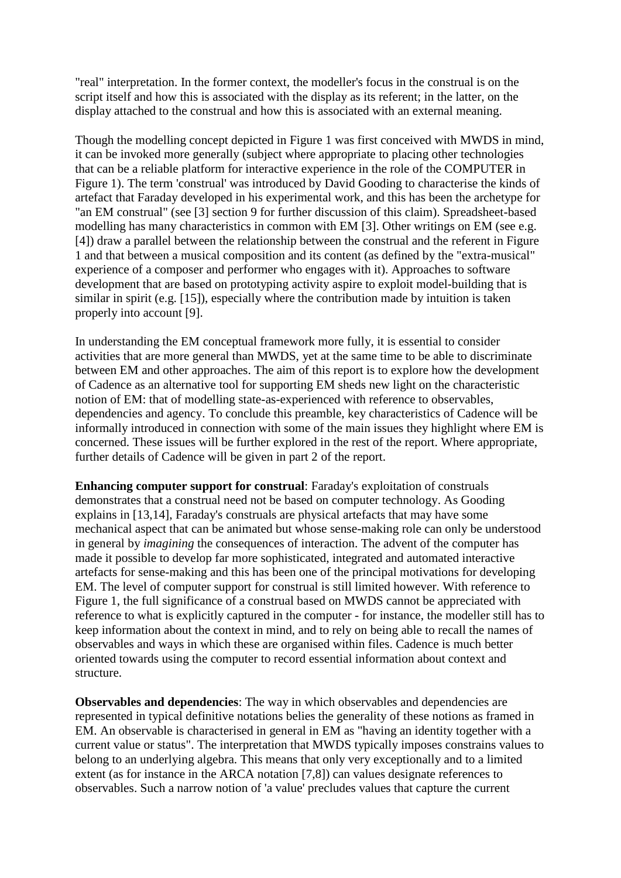"real" interpretation. In the former context, the modeller's focus in the construal is on the script itself and how this is associated with the display as its referent; in the latter, on the display attached to the construal and how this is associated with an external meaning.

Though the modelling concept depicted in Figure 1 was first conceived with MWDS in mind, it can be invoked more generally (subject where appropriate to placing other technologies that can be a reliable platform for interactive experience in the role of the COMPUTER in Figure 1). The term 'construal' was introduced by David Gooding to characterise the kinds of artefact that Faraday developed in his experimental work, and this has been the archetype for "an EM construal" (see [3] section 9 for further discussion of this claim). Spreadsheet-based modelling has many characteristics in common with EM [3]. Other writings on EM (see e.g. [4]) draw a parallel between the relationship between the construal and the referent in Figure 1 and that between a musical composition and its content (as defined by the "extra-musical" experience of a composer and performer who engages with it). Approaches to software development that are based on prototyping activity aspire to exploit model-building that is similar in spirit (e.g. [15]), especially where the contribution made by intuition is taken properly into account [9].

In understanding the EM conceptual framework more fully, it is essential to consider activities that are more general than MWDS, yet at the same time to be able to discriminate between EM and other approaches. The aim of this report is to explore how the development of Cadence as an alternative tool for supporting EM sheds new light on the characteristic notion of EM: that of modelling state-as-experienced with reference to observables, dependencies and agency. To conclude this preamble, key characteristics of Cadence will be informally introduced in connection with some of the main issues they highlight where EM is concerned. These issues will be further explored in the rest of the report. Where appropriate, further details of Cadence will be given in part 2 of the report.

**Enhancing computer support for construal**: Faraday's exploitation of construals demonstrates that a construal need not be based on computer technology. As Gooding explains in [13,14], Faraday's construals are physical artefacts that may have some mechanical aspect that can be animated but whose sense-making role can only be understood in general by *imagining* the consequences of interaction. The advent of the computer has made it possible to develop far more sophisticated, integrated and automated interactive artefacts for sense-making and this has been one of the principal motivations for developing EM. The level of computer support for construal is still limited however. With reference to Figure 1, the full significance of a construal based on MWDS cannot be appreciated with reference to what is explicitly captured in the computer - for instance, the modeller still has to keep information about the context in mind, and to rely on being able to recall the names of observables and ways in which these are organised within files. Cadence is much better oriented towards using the computer to record essential information about context and structure.

**Observables and dependencies**: The way in which observables and dependencies are represented in typical definitive notations belies the generality of these notions as framed in EM. An observable is characterised in general in EM as "having an identity together with a current value or status". The interpretation that MWDS typically imposes constrains values to belong to an underlying algebra. This means that only very exceptionally and to a limited extent (as for instance in the ARCA notation [7,8]) can values designate references to observables. Such a narrow notion of 'a value' precludes values that capture the current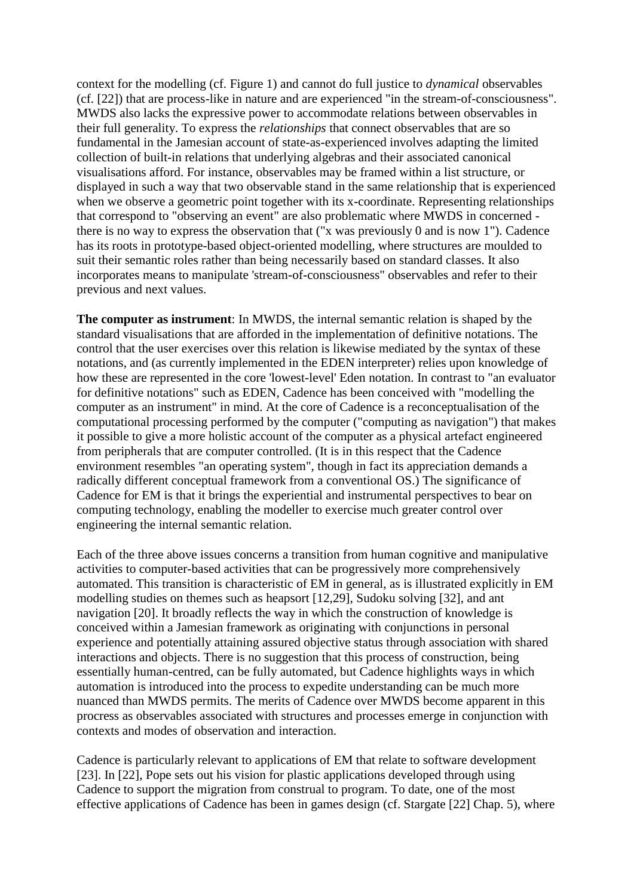context for the modelling (cf. Figure 1) and cannot do full justice to *dynamical* observables (cf. [22]) that are process-like in nature and are experienced "in the stream-of-consciousness". MWDS also lacks the expressive power to accommodate relations between observables in their full generality. To express the *relationships* that connect observables that are so fundamental in the Jamesian account of state-as-experienced involves adapting the limited collection of built-in relations that underlying algebras and their associated canonical visualisations afford. For instance, observables may be framed within a list structure, or displayed in such a way that two observable stand in the same relationship that is experienced when we observe a geometric point together with its x-coordinate. Representing relationships that correspond to "observing an event" are also problematic where MWDS in concerned - there is no way to express the observation that ("x was previously 0 and is now 1"). Cadence has its roots in prototype-based object-oriented modelling, where structures are moulded to suit their semantic roles rather than being necessarily based on standard classes. It also incorporates means to manipulate 'stream-of-consciousness" observables and refer to their previous and next values.

**The computer as instrument**: In MWDS, the internal semantic relation is shaped by the standard visualisations that are afforded in the implementation of definitive notations. The control that the user exercises over this relation is likewise mediated by the syntax of these notations, and (as currently implemented in the EDEN interpreter) relies upon knowledge of how these are represented in the core 'lowest-level' Eden notation. In contrast to "an evaluator for definitive notations" such as EDEN, Cadence has been conceived with "modelling the computer as an instrument" in mind. At the core of Cadence is a reconceptualisation of the computational processing performed by the computer ("computing as navigation") that makes it possible to give a more holistic account of the computer as a physical artefact engineered from peripherals that are computer controlled. (It is in this respect that the Cadence environment resembles "an operating system", though in fact its appreciation demands a radically different conceptual framework from a conventional OS.) The significance of Cadence for EM is that it brings the experiential and instrumental perspectives to bear on computing technology, enabling the modeller to exercise much greater control over engineering the internal semantic relation.

Each of the three above issues concerns a transition from human cognitive and manipulative activities to computer-based activities that can be progressively more comprehensively automated. This transition is characteristic of EM in general, as is illustrated explicitly in EM modelling studies on themes such as heapsort [12,29], Sudoku solving [32], and ant navigation [20]. It broadly reflects the way in which the construction of knowledge is conceived within a Jamesian framework as originating with conjunctions in personal experience and potentially attaining assured objective status through association with shared interactions and objects. There is no suggestion that this process of construction, being essentially human-centred, can be fully automated, but Cadence highlights ways in which automation is introduced into the process to expedite understanding can be much more nuanced than MWDS permits. The merits of Cadence over MWDS become apparent in this procress as observables associated with structures and processes emerge in conjunction with contexts and modes of observation and interaction.

Cadence is particularly relevant to applications of EM that relate to software development [23]. In [22], Pope sets out his vision for plastic applications developed through using Cadence to support the migration from construal to program. To date, one of the most effective applications of Cadence has been in games design (cf. Stargate [22] Chap. 5), where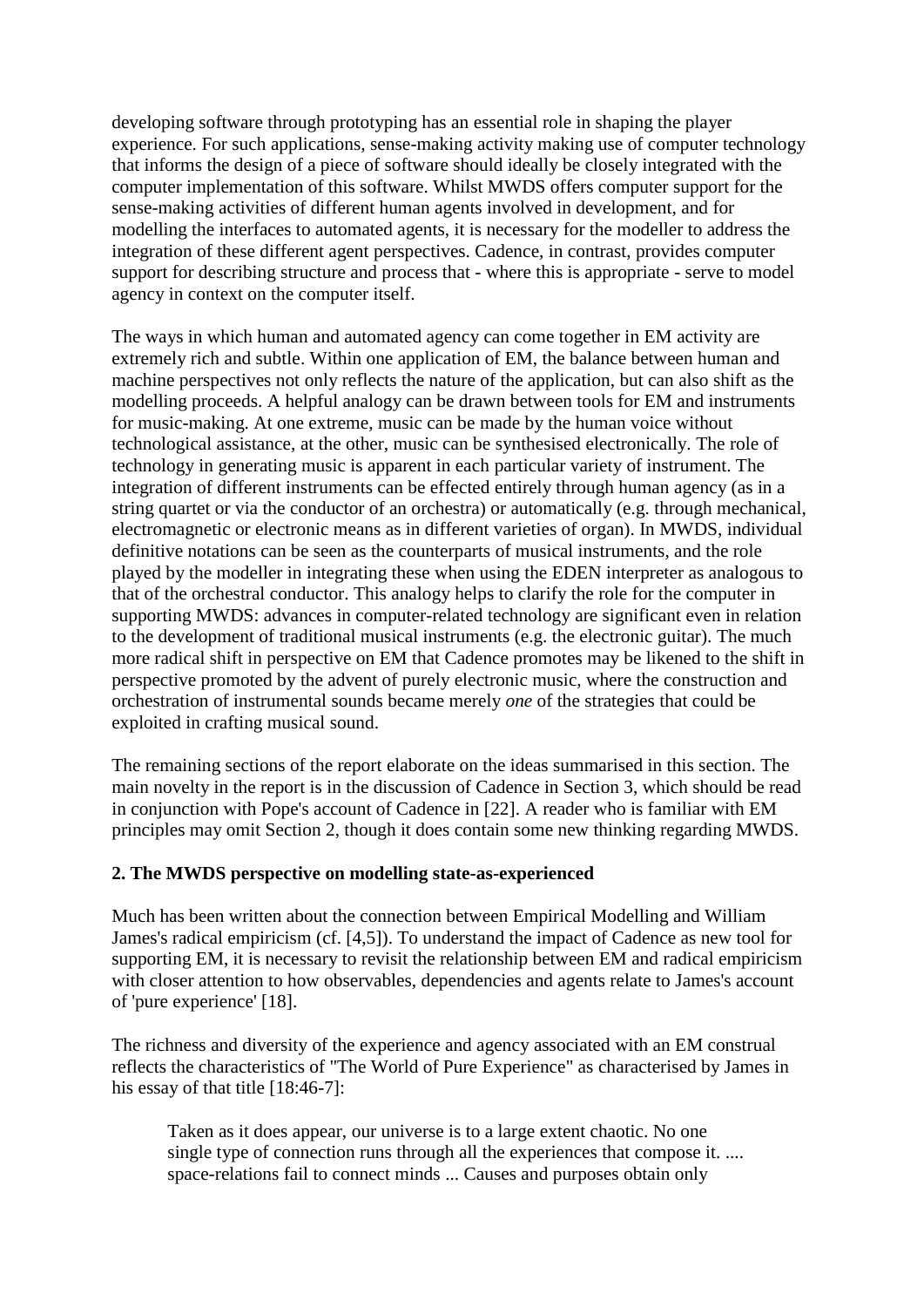developing software through prototyping has an essential role in shaping the player experience. For such applications, sense-making activity making use of computer technology that informs the design of a piece of software should ideally be closely integrated with the computer implementation of this software. Whilst MWDS offers computer support for the sense-making activities of different human agents involved in development, and for modelling the interfaces to automated agents, it is necessary for the modeller to address the integration of these different agent perspectives. Cadence, in contrast, provides computer support for describing structure and process that - where this is appropriate - serve to model agency in context on the computer itself.

The ways in which human and automated agency can come together in EM activity are extremely rich and subtle. Within one application of EM, the balance between human and machine perspectives not only reflects the nature of the application, but can also shift as the modelling proceeds. A helpful analogy can be drawn between tools for EM and instruments for music-making. At one extreme, music can be made by the human voice without technological assistance, at the other, music can be synthesised electronically. The role of technology in generating music is apparent in each particular variety of instrument. The integration of different instruments can be effected entirely through human agency (as in a string quartet or via the conductor of an orchestra) or automatically (e.g. through mechanical, electromagnetic or electronic means as in different varieties of organ). In MWDS, individual definitive notations can be seen as the counterparts of musical instruments, and the role played by the modeller in integrating these when using the EDEN interpreter as analogous to that of the orchestral conductor. This analogy helps to clarify the role for the computer in supporting MWDS: advances in computer-related technology are significant even in relation to the development of traditional musical instruments (e.g. the electronic guitar). The much more radical shift in perspective on EM that Cadence promotes may be likened to the shift in perspective promoted by the advent of purely electronic music, where the construction and orchestration of instrumental sounds became merely *one* of the strategies that could be exploited in crafting musical sound.

The remaining sections of the report elaborate on the ideas summarised in this section. The main novelty in the report is in the discussion of Cadence in Section 3, which should be read in conjunction with Pope's account of Cadence in [22]. A reader who is familiar with EM principles may omit Section 2, though it does contain some new thinking regarding MWDS.

## 2. The MWDS perspective on modelling state-as-experienced

Much has been written about the connection between Empirical Modelling and William James's radical empiricism (cf. [4,5]). To understand the impact of Cadence as new tool for supporting EM, it is necessary to revisit the relationship between EM and radical empiricism with closer attention to how observables, dependencies and agents relate to James's account of 'pure experience' [18].

The richness and diversity of the experience and agency associated with an EM construal reflects the characteristics of "The World of Pure Experience" as characterised by James in his essay of that title [18:46-7]:

> Taken as it does appear, our universe is to a large extent chaotic. No one single type of connection runs through all the experiences that compose it. .... space-relations fail to connect minds ... Causes and purposes obtain only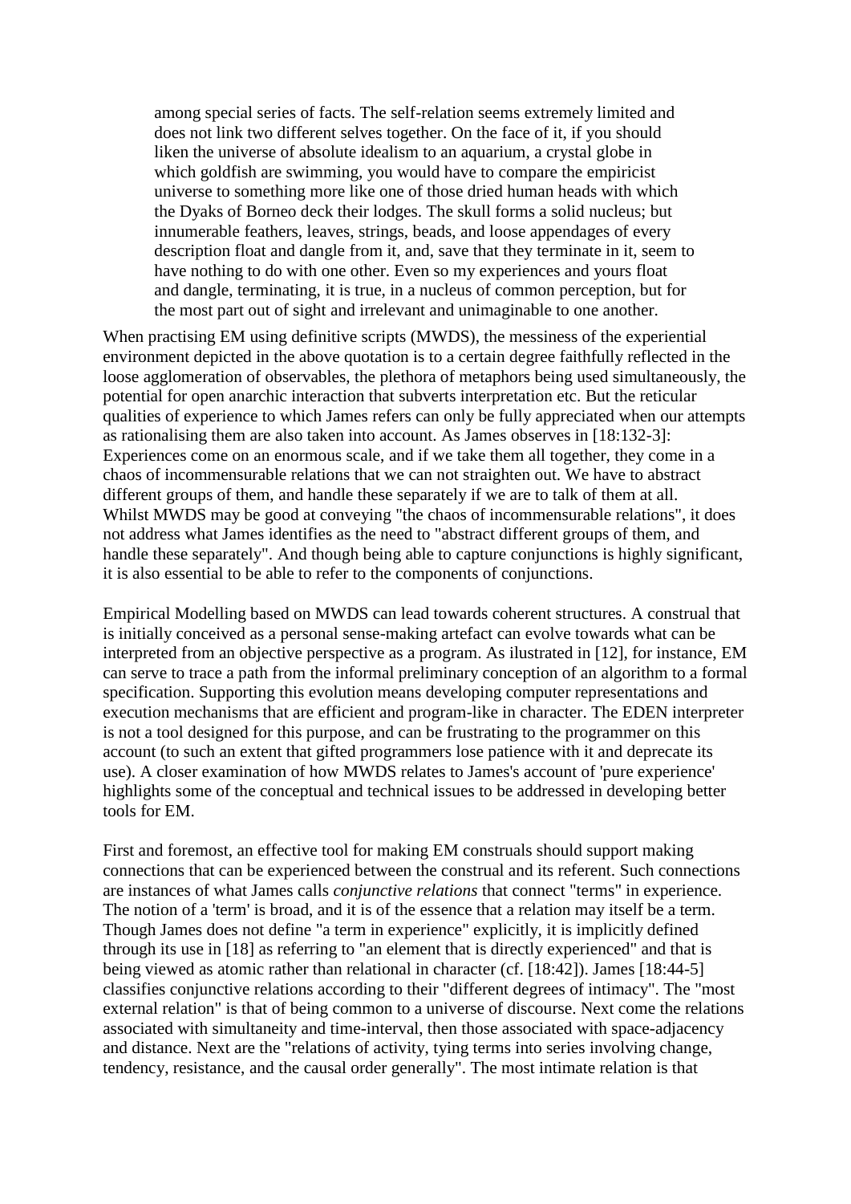> among special series of facts. The self-relation seems extremely limited and does not link two different selves together. On the face of it, if you should liken the universe of absolute idealism to an aquarium, a crystal globe in which goldfish are swimming, you would have to compare the empiricist universe to something more like one of those dried human heads with which the Dyaks of Borneo deck their lodges. The skull forms a solid nucleus; but innumerable feathers, leaves, strings, beads, and loose appendages of every description float and dangle from it, and, save that they terminate in it, seem to have nothing to do with one other. Even so my experiences and yours float and dangle, terminating, it is true, in a nucleus of common perception, but for the most part out of sight and irrelevant and unimaginable to one another.

When practising EM using definitive scripts (MWDS), the messiness of the experiential environment depicted in the above quotation is to a certain degree faithfully reflected in the loose agglomeration of observables, the plethora of metaphors being used simultaneously, the potential for open anarchic interaction that subverts interpretation etc. But the reticular qualities of experience to which James refers can only be fully appreciated when our attempts as rationalising them are also taken into account. As James observes in [18:132-3]:

> Experiences come on an enormous scale, and if we take them all together, they come in a chaos of incommensurable relations that we can not straighten out. We have to abstract different groups of them, and handle these separately if we are to talk of them at all.

Whilst MWDS may be good at conveying "the chaos of incommensurable relations", it does not address what James identifies as the need to "abstract different groups of them, and handle these separately". And though being able to capture conjunctions is highly significant, it is also essential to be able to refer to the components of conjunctions.

Empirical Modelling based on MWDS can lead towards coherent structures. A construal that is initially conceived as a personal sense-making artefact can evolve towards what can be interpreted from an objective perspective as a program. As ilustrated in [12], for instance, EM can serve to trace a path from the informal preliminary conception of an algorithm to a formal specification. Supporting this evolution means developing computer representations and execution mechanisms that are efficient and program-like in character. The EDEN interpreter is not a tool designed for this purpose, and can be frustrating to the programmer on this account (to such an extent that gifted programmers lose patience with it and deprecate its use). A closer examination of how MWDS relates to James's account of 'pure experience' highlights some of the conceptual and technical issues to be addressed in developing better tools for EM.

First and foremost, an effective tool for making EM construals should support making connections that can be experienced between the construal and its referent. Such connections are instances of what James calls *conjunctive relations* that connect "terms" in experience. The notion of a 'term' is broad, and it is of the essence that a relation may itself be a term. Though James does not define "a term in experience" explicitly, it is implicitly defined through its use in [18] as referring to "an element that is directly experienced" and that is being viewed as atomic rather than relational in character (cf. [18:42]). James [18:44-5] classifies conjunctive relations according to their "different degrees of intimacy". The "most external relation" is that of being common to a universe of discourse. Next come the relations associated with simultaneity and time-interval, then those associated with space-adjacency and distance. Next are the "relations of activity, tying terms into series involving change, tendency, resistance, and the causal order generally". The most intimate relation is that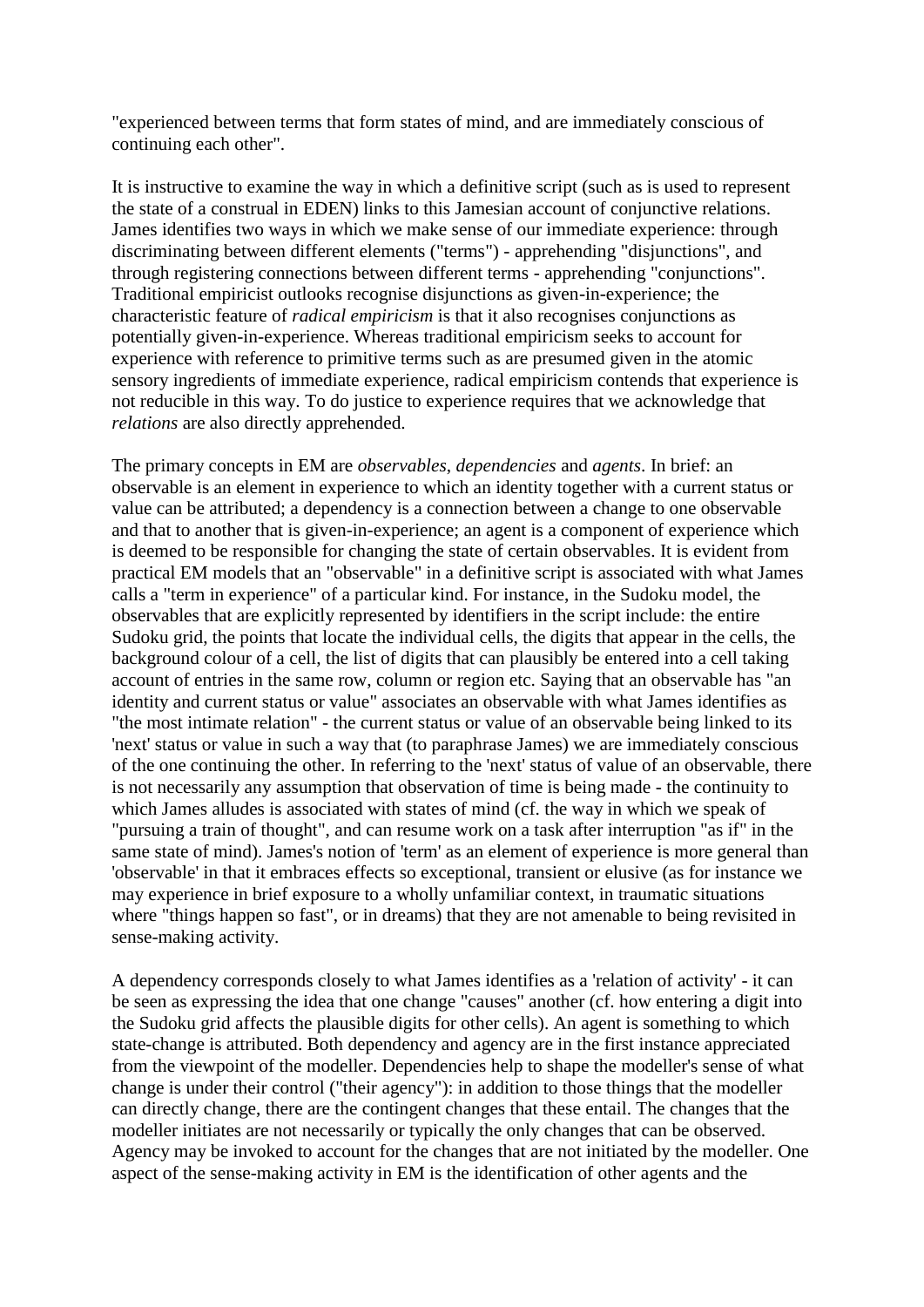"experienced between terms that form states of mind, and are immediately conscious of continuing each other".

It is instructive to examine the way in which a definitive script (such as is used to represent the state of a construal in EDEN) links to this Jamesian account of conjunctive relations. James identifies two ways in which we make sense of our immediate experience: through discriminating between different elements ("terms") - apprehending "disjunctions", and through registering connections between different terms - apprehending "conjunctions". Traditional empiricist outlooks recognise disjunctions as given-in-experience; the characteristic feature of *radical empiricism* is that it also recognises conjunctions as potentially given-in-experience. Whereas traditional empiricism seeks to account for experience with reference to primitive terms such as are presumed given in the atomic sensory ingredients of immediate experience, radical empiricism contends that experience is not reducible in this way. To do justice to experience requires that we acknowledge that *relations* are also directly apprehended.

The primary concepts in EM are *observables*, *dependencies* and *agents*. In brief: an observable is an element in experience to which an identity together with a current status or value can be attributed; a dependency is a connection between a change to one observable and that to another that is given-in-experience; an agent is a component of experience which is deemed to be responsible for changing the state of certain observables. It is evident from practical EM models that an "observable" in a definitive script is associated with what James calls a "term in experience" of a particular kind. For instance, in the Sudoku model, the observables that are explicitly represented by identifiers in the script include: the entire Sudoku grid, the points that locate the individual cells, the digits that appear in the cells, the background colour of a cell, the list of digits that can plausibly be entered into a cell taking account of entries in the same row, column or region etc. Saying that an observable has "an identity and current status or value" associates an observable with what James identifies as "the most intimate relation" - the current status or value of an observable being linked to its 'next' status or value in such a way that (to paraphrase James) we are immediately conscious of the one continuing the other. In referring to the 'next' status of value of an observable, there is not necessarily any assumption that observation of time is being made - the continuity to which James alludes is associated with states of mind (cf. the way in which we speak of "pursuing a train of thought", and can resume work on a task after interruption "as if" in the same state of mind). James's notion of 'term' as an element of experience is more general than 'observable' in that it embraces effects so exceptional, transient or elusive (as for instance we may experience in brief exposure to a wholly unfamiliar context, in traumatic situations where "things happen so fast", or in dreams) that they are not amenable to being revisited in sense-making activity.

A dependency corresponds closely to what James identifies as a 'relation of activity' - it can be seen as expressing the idea that one change "causes" another (cf. how entering a digit into the Sudoku grid affects the plausible digits for other cells). An agent is something to which state-change is attributed. Both dependency and agency are in the first instance appreciated from the viewpoint of the modeller. Dependencies help to shape the modeller's sense of what change is under their control ("their agency"): in addition to those things that the modeller can directly change, there are the contingent changes that these entail. The changes that the modeller initiates are not necessarily or typically the only changes that can be observed. Agency may be invoked to account for the changes that are not initiated by the modeller. One aspect of the sense-making activity in EM is the identification of other agents and the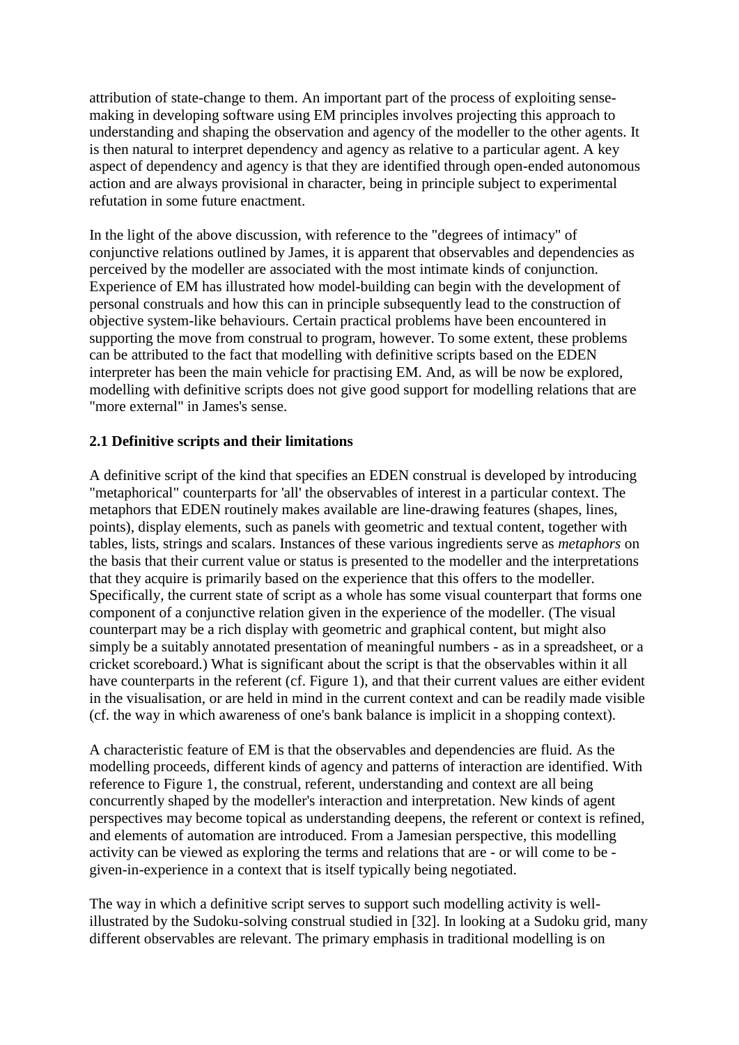attribution of state-change to them. An important part of the process of exploiting sense-making in developing software using EM principles involves projecting this approach to understanding and shaping the observation and agency of the modeller to the other agents. It is then natural to interpret dependency and agency as relative to a particular agent. A key aspect of dependency and agency is that they are identified through open-ended autonomous action and are always provisional in character, being in principle subject to experimental refutation in some future enactment.

In the light of the above discussion, with reference to the "degrees of intimacy" of conjunctive relations outlined by James, it is apparent that observables and dependencies as perceived by the modeller are associated with the most intimate kinds of conjunction. Experience of EM has illustrated how model-building can begin with the development of personal construals and how this can in principle subsequently lead to the construction of objective system-like behaviours. Certain practical problems have been encountered in supporting the move from construal to program, however. To some extent, these problems can be attributed to the fact that modelling with definitive scripts based on the EDEN interpreter has been the main vehicle for practising EM. And, as will be now be explored, modelling with definitive scripts does not give good support for modelling relations that are "more external" in James's sense.

### 2.1 Definitive scripts and their limitations

A definitive script of the kind that specifies an EDEN construal is developed by introducing "metaphorical" counterparts for 'all' the observables of interest in a particular context. The metaphors that EDEN routinely makes available are line-drawing features (shapes, lines, points), display elements, such as panels with geometric and textual content, together with tables, lists, strings and scalars. Instances of these various ingredients serve as *metaphors* on the basis that their current value or status is presented to the modeller and the interpretations that they acquire is primarily based on the experience that this offers to the modeller. Specifically, the current state of script as a whole has some visual counterpart that forms one component of a conjunctive relation given in the experience of the modeller. (The visual counterpart may be a rich display with geometric and graphical content, but might also simply be a suitably annotated presentation of meaningful numbers - as in a spreadsheet, or a cricket scoreboard.) What is significant about the script is that the observables within it all have counterparts in the referent (cf. Figure 1), and that their current values are either evident in the visualisation, or are held in mind in the current context and can be readily made visible (cf. the way in which awareness of one's bank balance is implicit in a shopping context).

A characteristic feature of EM is that the observables and dependencies are fluid. As the modelling proceeds, different kinds of agency and patterns of interaction are identified. With reference to Figure 1, the construal, referent, understanding and context are all being concurrently shaped by the modeller's interaction and interpretation. New kinds of agent perspectives may become topical as understanding deepens, the referent or context is refined, and elements of automation are introduced. From a Jamesian perspective, this modelling activity can be viewed as exploring the terms and relations that are - or will come to be - given-in-experience in a context that is itself typically being negotiated.

The way in which a definitive script serves to support such modelling activity is well-illustrated by the Sudoku-solving construal studied in [32]. In looking at a Sudoku grid, many different observables are relevant. The primary emphasis in traditional modelling is on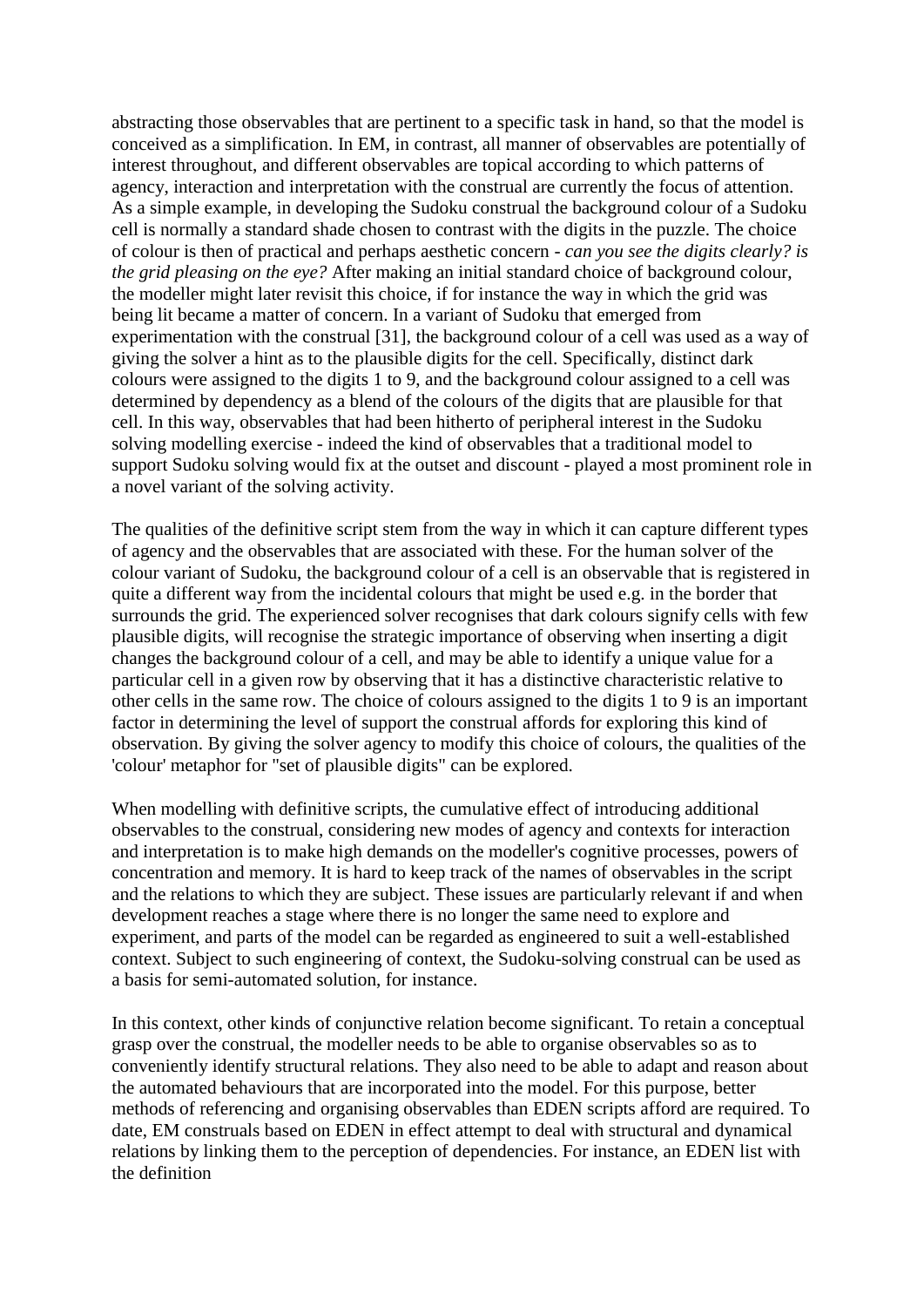abstracting those observables that are pertinent to a specific task in hand, so that the model is conceived as a simplification. In EM, in contrast, all manner of observables are potentially of interest throughout, and different observables are topical according to which patterns of agency, interaction and interpretation with the construal are currently the focus of attention. As a simple example, in developing the Sudoku construal the background colour of a Sudoku cell is normally a standard shade chosen to contrast with the digits in the puzzle. The choice of colour is then of practical and perhaps aesthetic concern - *can you see the digits clearly? is the grid pleasing on the eye?* After making an initial standard choice of background colour, the modeller might later revisit this choice, if for instance the way in which the grid was being lit became a matter of concern. In a variant of Sudoku that emerged from experimentation with the construal [31], the background colour of a cell was used as a way of giving the solver a hint as to the plausible digits for the cell. Specifically, distinct dark colours were assigned to the digits 1 to 9, and the background colour assigned to a cell was determined by dependency as a blend of the colours of the digits that are plausible for that cell. In this way, observables that had been hitherto of peripheral interest in the Sudoku solving modelling exercise - indeed the kind of observables that a traditional model to support Sudoku solving would fix at the outset and discount - played a most prominent role in a novel variant of the solving activity.

The qualities of the definitive script stem from the way in which it can capture different types of agency and the observables that are associated with these. For the human solver of the colour variant of Sudoku, the background colour of a cell is an observable that is registered in quite a different way from the incidental colours that might be used e.g. in the border that surrounds the grid. The experienced solver recognises that dark colours signify cells with few plausible digits, will recognise the strategic importance of observing when inserting a digit changes the background colour of a cell, and may be able to identify a unique value for a particular cell in a given row by observing that it has a distinctive characteristic relative to other cells in the same row. The choice of colours assigned to the digits 1 to 9 is an important factor in determining the level of support the construal affords for exploring this kind of observation. By giving the solver agency to modify this choice of colours, the qualities of the 'colour' metaphor for "set of plausible digits" can be explored.

When modelling with definitive scripts, the cumulative effect of introducing additional observables to the construal, considering new modes of agency and contexts for interaction and interpretation is to make high demands on the modeller's cognitive processes, powers of concentration and memory. It is hard to keep track of the names of observables in the script and the relations to which they are subject. These issues are particularly relevant if and when development reaches a stage where there is no longer the same need to explore and experiment, and parts of the model can be regarded as engineered to suit a well-established context. Subject to such engineering of context, the Sudoku-solving construal can be used as a basis for semi-automated solution, for instance.

In this context, other kinds of conjunctive relation become significant. To retain a conceptual grasp over the construal, the modeller needs to be able to organise observables so as to conveniently identify structural relations. They also need to be able to adapt and reason about the automated behaviours that are incorporated into the model. For this purpose, better methods of referencing and organising observables than EDEN scripts afford are required. To date, EM construals based on EDEN in effect attempt to deal with structural and dynamical relations by linking them to the perception of dependencies. For instance, an EDEN list with the definition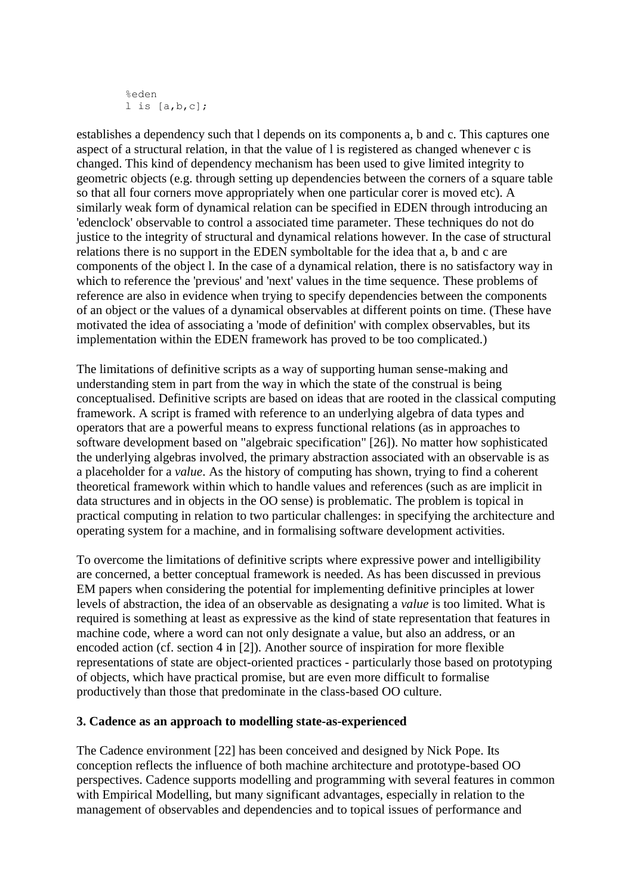```
%eden
l is [a,b,c];
```

establishes a dependency such that l depends on its components a, b and c. This captures one aspect of a structural relation, in that the value of l is registered as changed whenever c is changed. This kind of dependency mechanism has been used to give limited integrity to geometric objects (e.g. through setting up dependencies between the corners of a square table so that all four corners move appropriately when one particular corer is moved etc). A similarly weak form of dynamical relation can be specified in EDEN through introducing an 'edenclock' observable to control a associated time parameter. These techniques do not do justice to the integrity of structural and dynamical relations however. In the case of structural relations there is no support in the EDEN symboltable for the idea that a, b and c are components of the object l. In the case of a dynamical relation, there is no satisfactory way in which to reference the 'previous' and 'next' values in the time sequence. These problems of reference are also in evidence when trying to specify dependencies between the components of an object or the values of a dynamical observables at different points on time. (These have motivated the idea of associating a 'mode of definition' with complex observables, but its implementation within the EDEN framework has proved to be too complicated.)

The limitations of definitive scripts as a way of supporting human sense-making and understanding stem in part from the way in which the state of the construal is being conceptualised. Definitive scripts are based on ideas that are rooted in the classical computing framework. A script is framed with reference to an underlying algebra of data types and operators that are a powerful means to express functional relations (as in approaches to software development based on "algebraic specification" [26]). No matter how sophisticated the underlying algebras involved, the primary abstraction associated with an observable is as a placeholder for a *value*. As the history of computing has shown, trying to find a coherent theoretical framework within which to handle values and references (such as are implicit in data structures and in objects in the OO sense) is problematic. The problem is topical in practical computing in relation to two particular challenges: in specifying the architecture and operating system for a machine, and in formalising software development activities.

To overcome the limitations of definitive scripts where expressive power and intelligibility are concerned, a better conceptual framework is needed. As has been discussed in previous EM papers when considering the potential for implementing definitive principles at lower levels of abstraction, the idea of an observable as designating a *value* is too limited. What is required is something at least as expressive as the kind of state representation that features in machine code, where a word can not only designate a value, but also an address, or an encoded action (cf. section 4 in [2]). Another source of inspiration for more flexible representations of state are object-oriented practices - particularly those based on prototyping of objects, which have practical promise, but are even more difficult to formalise productively than those that predominate in the class-based OO culture.

### 3. Cadence as an approach to modelling state-as-experienced

The Cadence environment [22] has been conceived and designed by Nick Pope. Its conception reflects the influence of both machine architecture and prototype-based OO perspectives. Cadence supports modelling and programming with several features in common with Empirical Modelling, but many significant advantages, especially in relation to the management of observables and dependencies and to topical issues of performance and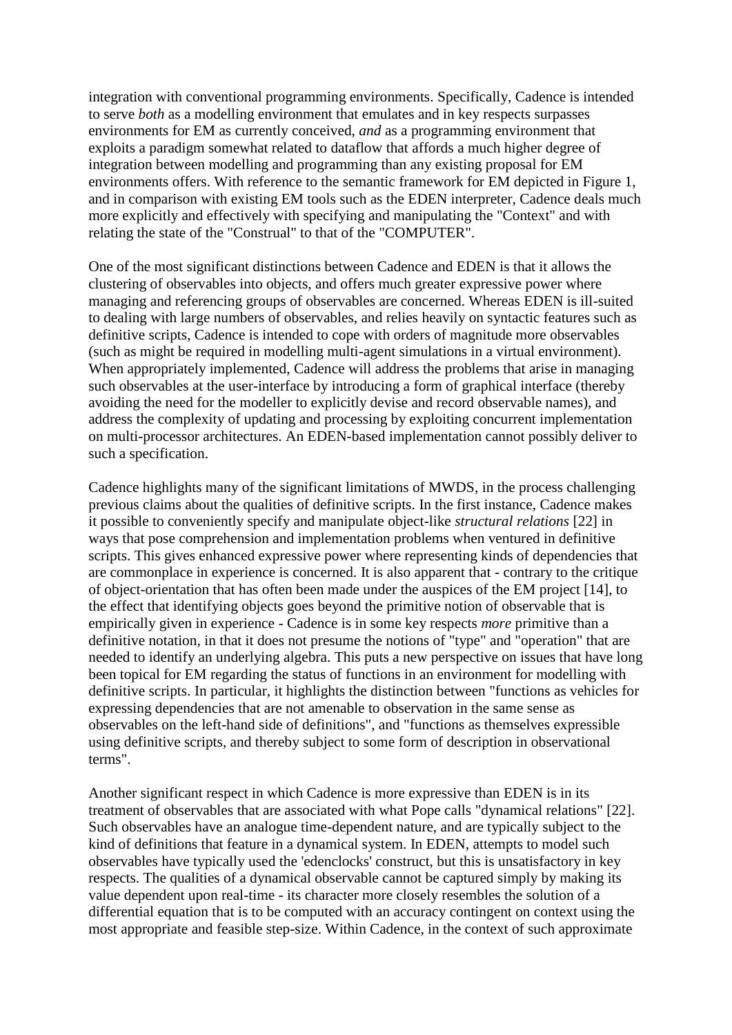integration with conventional programming environments. Specifically, Cadence is intended to serve *both* as a modelling environment that emulates and in key respects surpasses environments for EM as currently conceived, *and* as a programming environment that exploits a paradigm somewhat related to dataflow that affords a much higher degree of integration between modelling and programming than any existing proposal for EM environments offers. With reference to the semantic framework for EM depicted in Figure 1, and in comparison with existing EM tools such as the EDEN interpreter, Cadence deals much more explicitly and effectively with specifying and manipulating the "Context" and with relating the state of the "Construal" to that of the "COMPUTER".

One of the most significant distinctions between Cadence and EDEN is that it allows the clustering of observables into objects, and offers much greater expressive power where managing and referencing groups of observables are concerned. Whereas EDEN is ill-suited to dealing with large numbers of observables, and relies heavily on syntactic features such as definitive scripts, Cadence is intended to cope with orders of magnitude more observables (such as might be required in modelling multi-agent simulations in a virtual environment). When appropriately implemented, Cadence will address the problems that arise in managing such observables at the user-interface by introducing a form of graphical interface (thereby avoiding the need for the modeller to explicitly devise and record observable names), and address the complexity of updating and processing by exploiting concurrent implementation on multi-processor architectures. An EDEN-based implementation cannot possibly deliver to such a specification.

Cadence highlights many of the significant limitations of MWDS, in the process challenging previous claims about the qualities of definitive scripts. In the first instance, Cadence makes it possible to conveniently specify and manipulate object-like *structural relations* [22] in ways that pose comprehension and implementation problems when ventured in definitive scripts. This gives enhanced expressive power where representing kinds of dependencies that are commonplace in experience is concerned. It is also apparent that - contrary to the critique of object-orientation that has often been made under the auspices of the EM project [14], to the effect that identifying objects goes beyond the primitive notion of observable that is empirically given in experience - Cadence is in some key respects *more* primitive than a definitive notation, in that it does not presume the notions of "type" and "operation" that are needed to identify an underlying algebra. This puts a new perspective on issues that have long been topical for EM regarding the status of functions in an environment for modelling with definitive scripts. In particular, it highlights the distinction between "functions as vehicles for expressing dependencies that are not amenable to observation in the same sense as observables on the left-hand side of definitions", and "functions as themselves expressible using definitive scripts, and thereby subject to some form of description in observational terms".

Another significant respect in which Cadence is more expressive than EDEN is in its treatment of observables that are associated with what Pope calls "dynamical relations" [22]. Such observables have an analogue time-dependent nature, and are typically subject to the kind of definitions that feature in a dynamical system. In EDEN, attempts to model such observables have typically used the 'edenclocks' construct, but this is unsatisfactory in key respects. The qualities of a dynamical observable cannot be captured simply by making its value dependent upon real-time - its character more closely resembles the solution of a differential equation that is to be computed with an accuracy contingent on context using the most appropriate and feasible step-size. Within Cadence, in the context of such approximate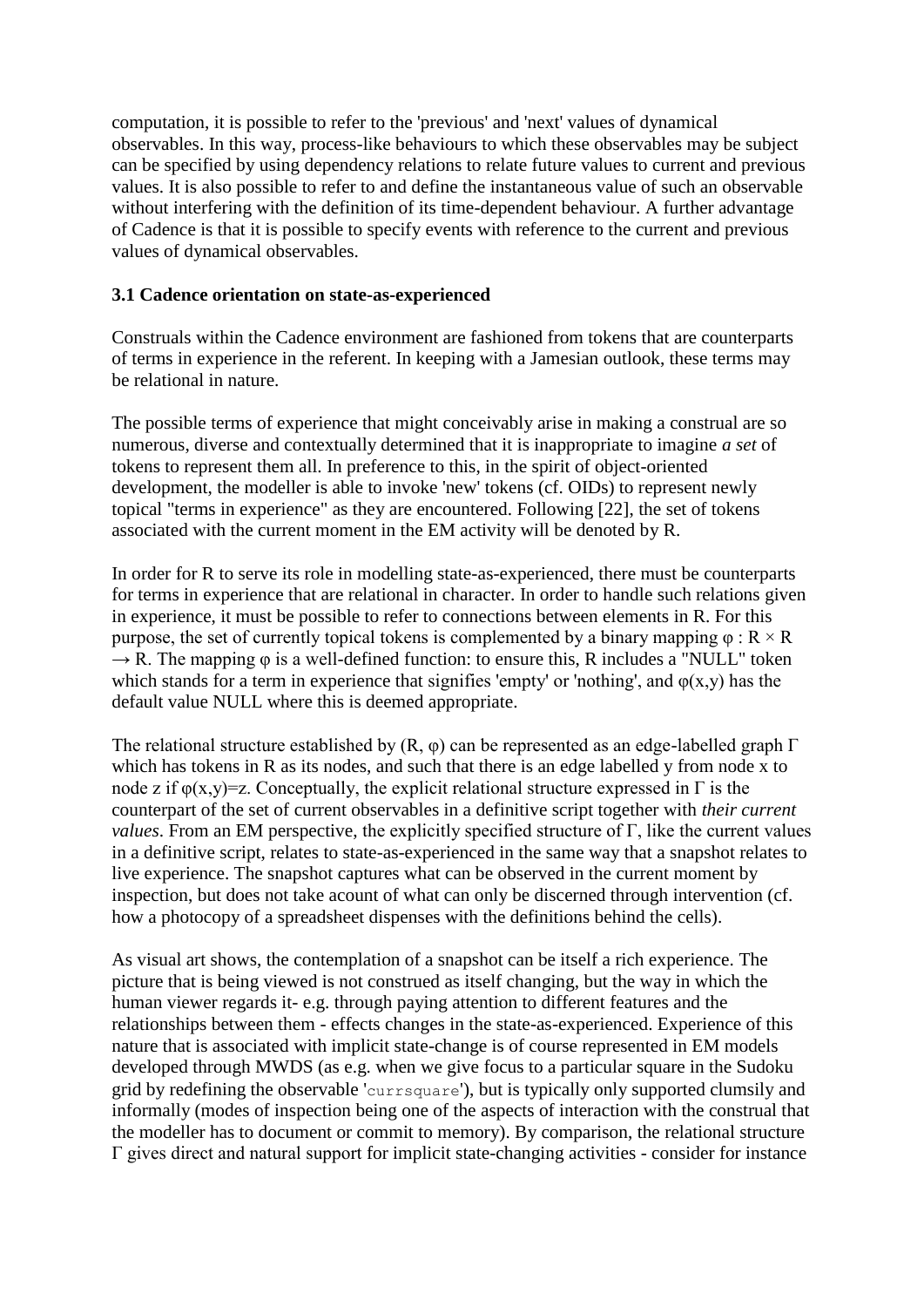computation, it is possible to refer to the 'previous' and 'next' values of dynamical observables. In this way, process-like behaviours to which these observables may be subject can be specified by using dependency relations to relate future values to current and previous values. It is also possible to refer to and define the instantaneous value of such an observable without interfering with the definition of its time-dependent behaviour. A further advantage of Cadence is that it is possible to specify events with reference to the current and previous values of dynamical observables.

### 3.1 Cadence orientation on state-as-experienced

Construals within the Cadence environment are fashioned from tokens that are counterparts of terms in experience in the referent. In keeping with a Jamesian outlook, these terms may be relational in nature.

The possible terms of experience that might conceivably arise in making a construal are so numerous, diverse and contextually determined that it is inappropriate to imagine *a set* of tokens to represent them all. In preference to this, in the spirit of object-oriented development, the modeller is able to invoke 'new' tokens (cf. OIDs) to represent newly topical "terms in experience" as they are encountered. Following [22], the set of tokens associated with the current moment in the EM activity will be denoted by R.

In order for R to serve its role in modelling state-as-experienced, there must be counterparts for terms in experience that are relational in character. In order to handle such relations given in experience, it must be possible to refer to connections between elements in R. For this purpose, the set of currently topical tokens is complemented by a binary mapping $\varphi : R \times R \rightarrow R$. The mapping φ is a well-defined function: to ensure this, R includes a "NULL" token which stands for a term in experience that signifies 'empty' or 'nothing', and $\varphi(x,y)$ has the default value NULL where this is deemed appropriate.

The relational structure established by (R, φ) can be represented as an edge-labelled graph Γ which has tokens in R as its nodes, and such that there is an edge labelled y from node x to node z if $\varphi(x,y)=z$. Conceptually, the explicit relational structure expressed in Γ is the counterpart of the set of current observables in a definitive script together with *their current values*. From an EM perspective, the explicitly specified structure of Γ, like the current values in a definitive script, relates to state-as-experienced in the same way that a snapshot relates to live experience. The snapshot captures what can be observed in the current moment by inspection, but does not take acount of what can only be discerned through intervention (cf. how a photocopy of a spreadsheet dispenses with the definitions behind the cells).

As visual art shows, the contemplation of a snapshot can be itself a rich experience. The picture that is being viewed is not construed as itself changing, but the way in which the human viewer regards it- e.g. through paying attention to different features and the relationships between them - effects changes in the state-as-experienced. Experience of this nature that is associated with implicit state-change is of course represented in EM models developed through MWDS (as e.g. when we give focus to a particular square in the Sudoku grid by redefining the observable '`currsquare`'), but is typically only supported clumsily and informally (modes of inspection being one of the aspects of interaction with the construal that the modeller has to document or commit to memory). By comparison, the relational structure Γ gives direct and natural support for implicit state-changing activities - consider for instance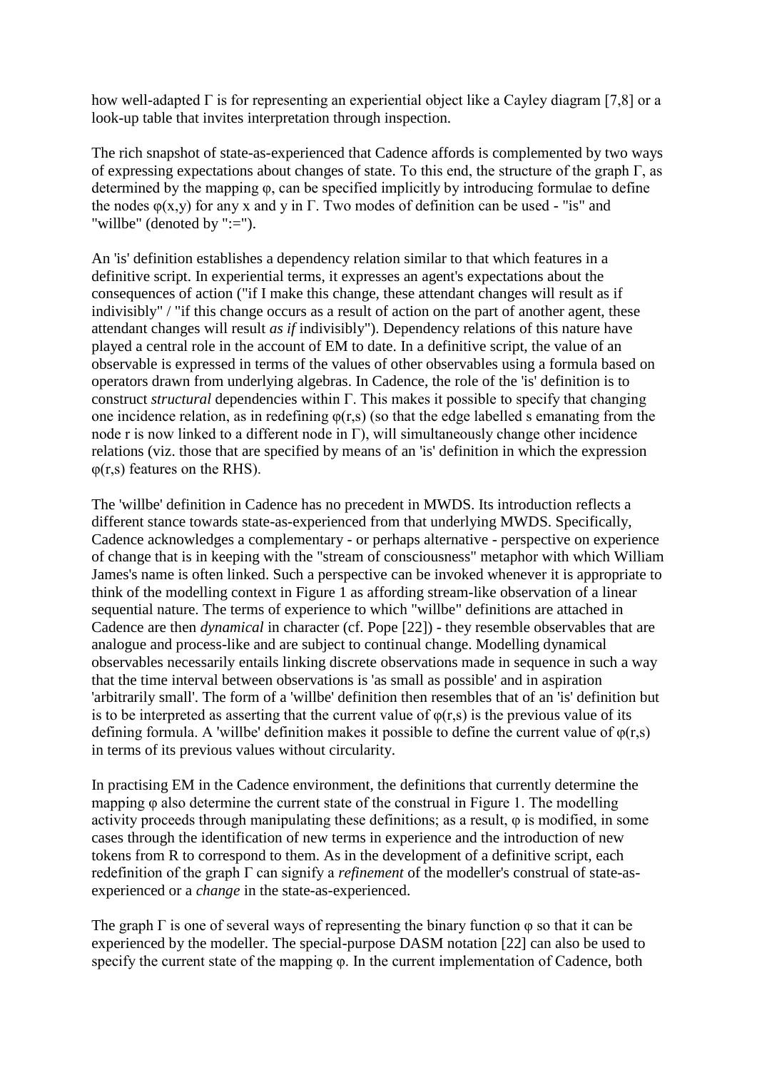how well-adapted Γ is for representing an experiential object like a Cayley diagram [7,8] or a look-up table that invites interpretation through inspection.

The rich snapshot of state-as-experienced that Cadence affords is complemented by two ways of expressing expectations about changes of state. To this end, the structure of the graph Γ, as determined by the mapping φ, can be specified implicitly by introducing formulae to define the nodes φ(x,y) for any x and y in Γ. Two modes of definition can be used - "is" and "willbe" (denoted by ":=").

An 'is' definition establishes a dependency relation similar to that which features in a definitive script. In experiential terms, it expresses an agent's expectations about the consequences of action ("if I make this change, these attendant changes will result as if indivisibly" / "if this change occurs as a result of action on the part of another agent, these attendant changes will result *as if* indivisibly"). Dependency relations of this nature have played a central role in the account of EM to date. In a definitive script, the value of an observable is expressed in terms of the values of other observables using a formula based on operators drawn from underlying algebras. In Cadence, the role of the 'is' definition is to construct *structural* dependencies within Γ. This makes it possible to specify that changing one incidence relation, as in redefining φ(r,s) (so that the edge labelled s emanating from the node r is now linked to a different node in Γ), will simultaneously change other incidence relations (viz. those that are specified by means of an 'is' definition in which the expression φ(r,s) features on the RHS).

The 'willbe' definition in Cadence has no precedent in MWDS. Its introduction reflects a different stance towards state-as-experienced from that underlying MWDS. Specifically, Cadence acknowledges a complementary - or perhaps alternative - perspective on experience of change that is in keeping with the "stream of consciousness" metaphor with which William James's name is often linked. Such a perspective can be invoked whenever it is appropriate to think of the modelling context in Figure 1 as affording stream-like observation of a linear sequential nature. The terms of experience to which "willbe" definitions are attached in Cadence are then *dynamical* in character (cf. Pope [22]) - they resemble observables that are analogue and process-like and are subject to continual change. Modelling dynamical observables necessarily entails linking discrete observations made in sequence in such a way that the time interval between observations is 'as small as possible' and in aspiration 'arbitrarily small'. The form of a 'willbe' definition then resembles that of an 'is' definition but is to be interpreted as asserting that the current value of φ(r,s) is the previous value of its defining formula. A 'willbe' definition makes it possible to define the current value of φ(r,s) in terms of its previous values without circularity.

In practising EM in the Cadence environment, the definitions that currently determine the mapping φ also determine the current state of the construal in Figure 1. The modelling activity proceeds through manipulating these definitions; as a result, φ is modified, in some cases through the identification of new terms in experience and the introduction of new tokens from R to correspond to them. As in the development of a definitive script, each redefinition of the graph Γ can signify a *refinement* of the modeller's construal of state-as-experienced or a *change* in the state-as-experienced.

The graph Γ is one of several ways of representing the binary function φ so that it can be experienced by the modeller. The special-purpose DASM notation [22] can also be used to specify the current state of the mapping φ. In the current implementation of Cadence, both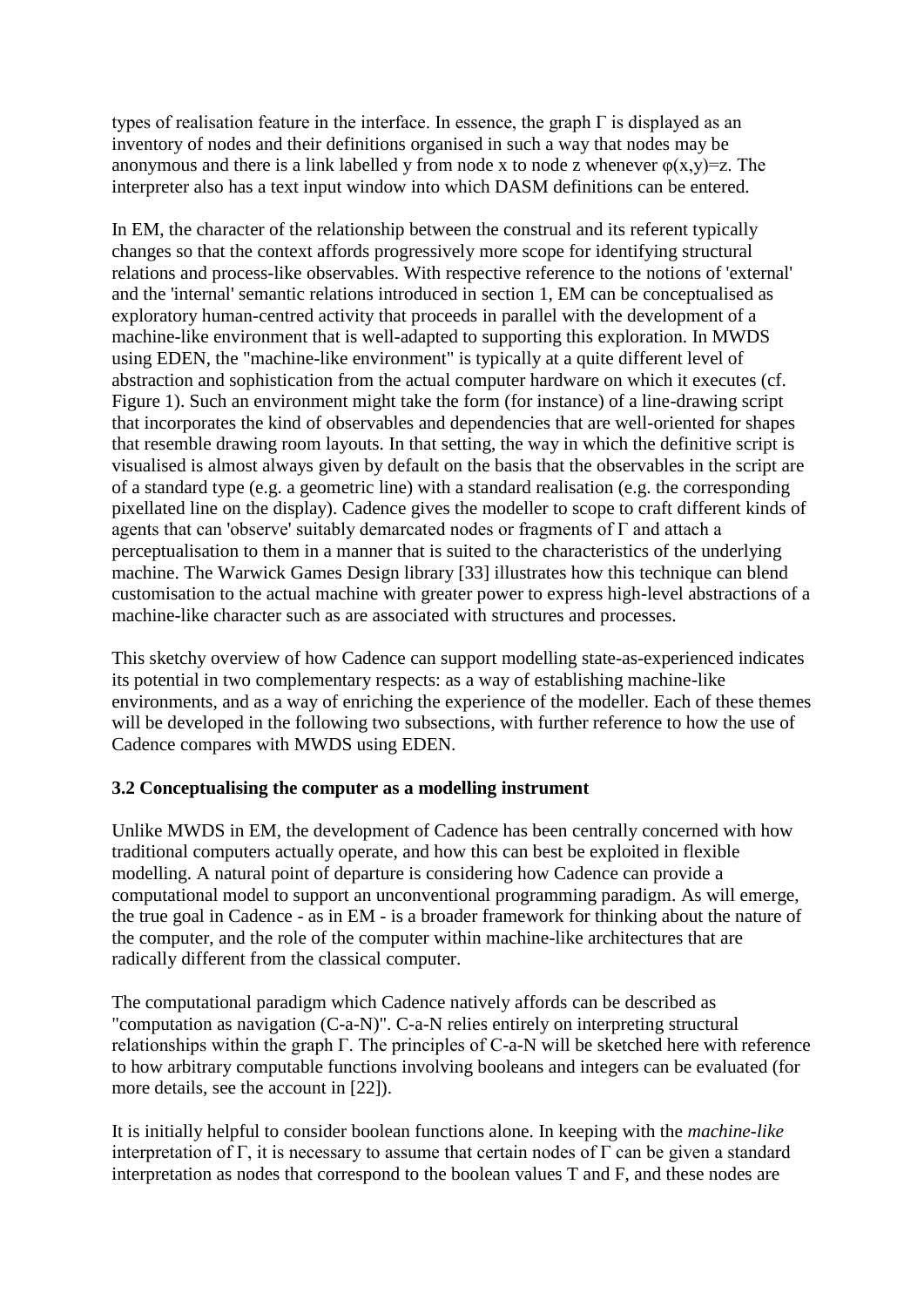types of realisation feature in the interface. In essence, the graph $\Gamma$ is displayed as an inventory of nodes and their definitions organised in such a way that nodes may be anonymous and there is a link labelled y from node x to node z whenever $\varphi(x,y)=z$. The interpreter also has a text input window into which DASM definitions can be entered.

In EM, the character of the relationship between the construal and its referent typically changes so that the context affords progressively more scope for identifying structural relations and process-like observables. With respective reference to the notions of 'external' and the 'internal' semantic relations introduced in section 1, EM can be conceptualised as exploratory human-centred activity that proceeds in parallel with the development of a machine-like environment that is well-adapted to supporting this exploration. In MWDS using EDEN, the "machine-like environment" is typically at a quite different level of abstraction and sophistication from the actual computer hardware on which it executes (cf. Figure 1). Such an environment might take the form (for instance) of a line-drawing script that incorporates the kind of observables and dependencies that are well-oriented for shapes that resemble drawing room layouts. In that setting, the way in which the definitive script is visualised is almost always given by default on the basis that the observables in the script are of a standard type (e.g. a geometric line) with a standard realisation (e.g. the corresponding pixellated line on the display). Cadence gives the modeller to scope to craft different kinds of agents that can 'observe' suitably demarcated nodes or fragments of $\Gamma$ and attach a perceptualisation to them in a manner that is suited to the characteristics of the underlying machine. The Warwick Games Design library [33] illustrates how this technique can blend customisation to the actual machine with greater power to express high-level abstractions of a machine-like character such as are associated with structures and processes.

This sketchy overview of how Cadence can support modelling state-as-experienced indicates its potential in two complementary respects: as a way of establishing machine-like environments, and as a way of enriching the experience of the modeller. Each of these themes will be developed in the following two subsections, with further reference to how the use of Cadence compares with MWDS using EDEN.

### 3.2 Conceptualising the computer as a modelling instrument

Unlike MWDS in EM, the development of Cadence has been centrally concerned with how traditional computers actually operate, and how this can best be exploited in flexible modelling. A natural point of departure is considering how Cadence can provide a computational model to support an unconventional programming paradigm. As will emerge, the true goal in Cadence - as in EM - is a broader framework for thinking about the nature of the computer, and the role of the computer within machine-like architectures that are radically different from the classical computer.

The computational paradigm which Cadence natively affords can be described as "computation as navigation (C-a-N)". C-a-N relies entirely on interpreting structural relationships within the graph $\Gamma$. The principles of C-a-N will be sketched here with reference to how arbitrary computable functions involving booleans and integers can be evaluated (for more details, see the account in [22]).

It is initially helpful to consider boolean functions alone. In keeping with the *machine-like* interpretation of $\Gamma$, it is necessary to assume that certain nodes of $\Gamma$ can be given a standard interpretation as nodes that correspond to the boolean values T and F, and these nodes are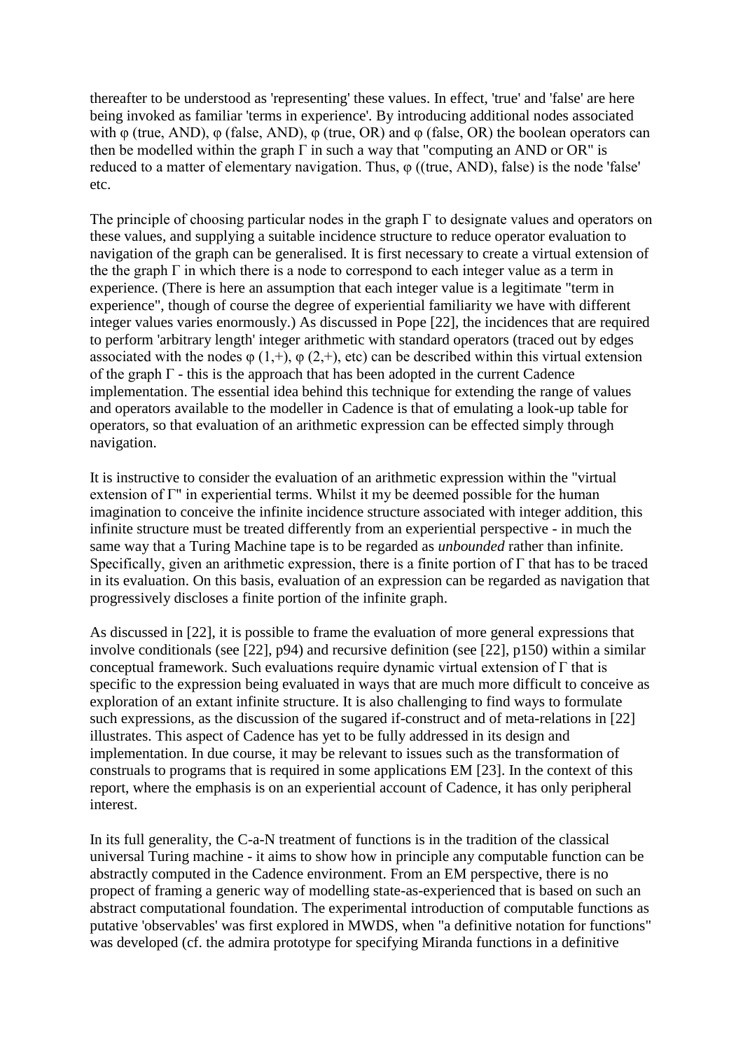thereafter to be understood as 'representing' these values. In effect, 'true' and 'false' are here being invoked as familiar 'terms in experience'. By introducing additional nodes associated with $\varphi$ (true, AND), $\varphi$ (false, AND), $\varphi$ (true, OR) and $\varphi$ (false, OR) the boolean operators can then be modelled within the graph $\Gamma$ in such a way that "computing an AND or OR" is reduced to a matter of elementary navigation. Thus, $\varphi$ ((true, AND), false) is the node 'false' etc.

The principle of choosing particular nodes in the graph $\Gamma$ to designate values and operators on these values, and supplying a suitable incidence structure to reduce operator evaluation to navigation of the graph can be generalised. It is first necessary to create a virtual extension of the the graph $\Gamma$ in which there is a node to correspond to each integer value as a term in experience. (There is here an assumption that each integer value is a legitimate "term in experience", though of course the degree of experiential familiarity we have with different integer values varies enormously.) As discussed in Pope [22], the incidences that are required to perform 'arbitrary length' integer arithmetic with standard operators (traced out by edges associated with the nodes $\varphi$ (1,+), $\varphi$ (2,+), etc) can be described within this virtual extension of the graph $\Gamma$ - this is the approach that has been adopted in the current Cadence implementation. The essential idea behind this technique for extending the range of values and operators available to the modeller in Cadence is that of emulating a look-up table for operators, so that evaluation of an arithmetic expression can be effected simply through navigation.

It is instructive to consider the evaluation of an arithmetic expression within the "virtual extension of $\Gamma$" in experiential terms. Whilst it my be deemed possible for the human imagination to conceive the infinite incidence structure associated with integer addition, this infinite structure must be treated differently from an experiential perspective - in much the same way that a Turing Machine tape is to be regarded as *unbounded* rather than infinite. Specifically, given an arithmetic expression, there is a finite portion of $\Gamma$ that has to be traced in its evaluation. On this basis, evaluation of an expression can be regarded as navigation that progressively discloses a finite portion of the infinite graph.

As discussed in [22], it is possible to frame the evaluation of more general expressions that involve conditionals (see [22], p94) and recursive definition (see [22], p150) within a similar conceptual framework. Such evaluations require dynamic virtual extension of $\Gamma$ that is specific to the expression being evaluated in ways that are much more difficult to conceive as exploration of an extant infinite structure. It is also challenging to find ways to formulate such expressions, as the discussion of the sugared if-construct and of meta-relations in [22] illustrates. This aspect of Cadence has yet to be fully addressed in its design and implementation. In due course, it may be relevant to issues such as the transformation of construals to programs that is required in some applications EM [23]. In the context of this report, where the emphasis is on an experiential account of Cadence, it has only peripheral interest.

In its full generality, the C-a-N treatment of functions is in the tradition of the classical universal Turing machine - it aims to show how in principle any computable function can be abstractly computed in the Cadence environment. From an EM perspective, there is no propect of framing a generic way of modelling state-as-experienced that is based on such an abstract computational foundation. The experimental introduction of computable functions as putative 'observables' was first explored in MWDS, when "a definitive notation for functions" was developed (cf. the admira prototype for specifying Miranda functions in a definitive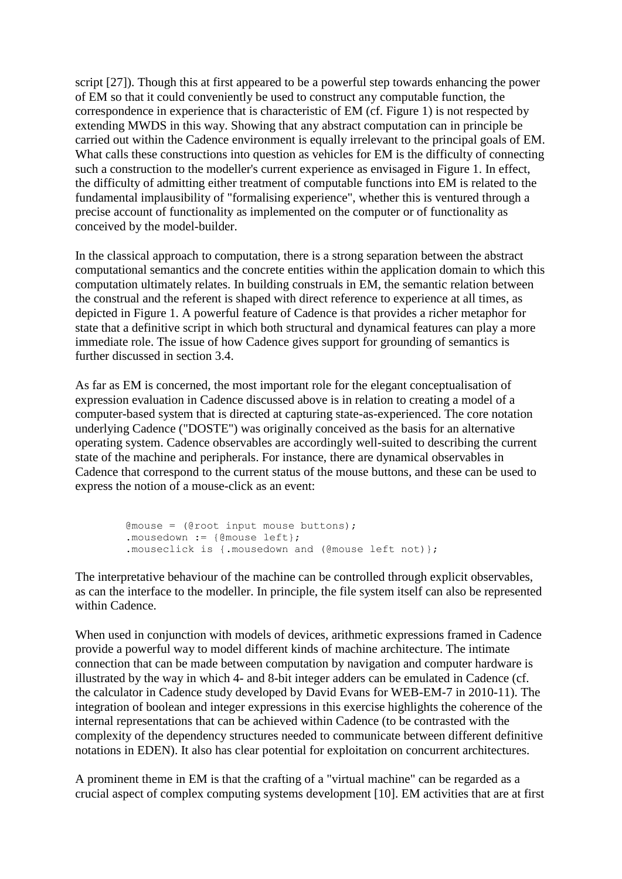script [27]). Though this at first appeared to be a powerful step towards enhancing the power of EM so that it could conveniently be used to construct any computable function, the correspondence in experience that is characteristic of EM (cf. Figure 1) is not respected by extending MWDS in this way. Showing that any abstract computation can in principle be carried out within the Cadence environment is equally irrelevant to the principal goals of EM. What calls these constructions into question as vehicles for EM is the difficulty of connecting such a construction to the modeller's current experience as envisaged in Figure 1. In effect, the difficulty of admitting either treatment of computable functions into EM is related to the fundamental implausibility of "formalising experience", whether this is ventured through a precise account of functionality as implemented on the computer or of functionality as conceived by the model-builder.

In the classical approach to computation, there is a strong separation between the abstract computational semantics and the concrete entities within the application domain to which this computation ultimately relates. In building construals in EM, the semantic relation between the construal and the referent is shaped with direct reference to experience at all times, as depicted in Figure 1. A powerful feature of Cadence is that provides a richer metaphor for state that a definitive script in which both structural and dynamical features can play a more immediate role. The issue of how Cadence gives support for grounding of semantics is further discussed in section 3.4.

As far as EM is concerned, the most important role for the elegant conceptualisation of expression evaluation in Cadence discussed above is in relation to creating a model of a computer-based system that is directed at capturing state-as-experienced. The core notation underlying Cadence ("DOSTE") was originally conceived as the basis for an alternative operating system. Cadence observables are accordingly well-suited to describing the current state of the machine and peripherals. For instance, there are dynamical observables in Cadence that correspond to the current status of the mouse buttons, and these can be used to express the notion of a mouse-click as an event:

```
@mouse = (@root input mouse buttons);
.mousedown := {@mouse left};
.mouseclick is {.mousedown and (@mouse left not)};
```

The interpretative behaviour of the machine can be controlled through explicit observables, as can the interface to the modeller. In principle, the file system itself can also be represented within Cadence.

When used in conjunction with models of devices, arithmetic expressions framed in Cadence provide a powerful way to model different kinds of machine architecture. The intimate connection that can be made between computation by navigation and computer hardware is illustrated by the way in which 4- and 8-bit integer adders can be emulated in Cadence (cf. the calculator in Cadence study developed by David Evans for WEB-EM-7 in 2010-11). The integration of boolean and integer expressions in this exercise highlights the coherence of the internal representations that can be achieved within Cadence (to be contrasted with the complexity of the dependency structures needed to communicate between different definitive notations in EDEN). It also has clear potential for exploitation on concurrent architectures.

A prominent theme in EM is that the crafting of a "virtual machine" can be regarded as a crucial aspect of complex computing systems development [10]. EM activities that are at first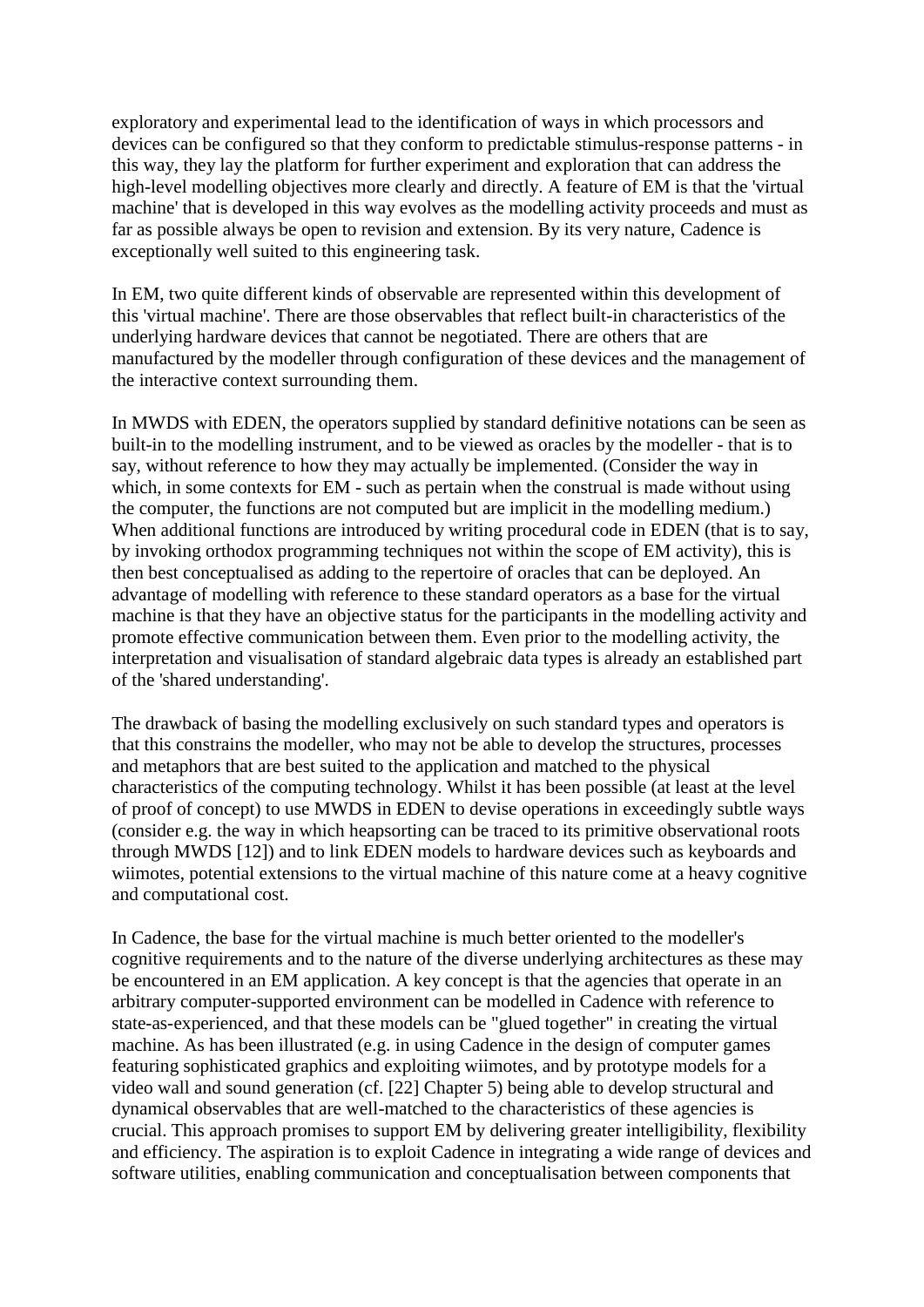exploratory and experimental lead to the identification of ways in which processors and devices can be configured so that they conform to predictable stimulus-response patterns - in this way, they lay the platform for further experiment and exploration that can address the high-level modelling objectives more clearly and directly. A feature of EM is that the 'virtual machine' that is developed in this way evolves as the modelling activity proceeds and must as far as possible always be open to revision and extension. By its very nature, Cadence is exceptionally well suited to this engineering task.

In EM, two quite different kinds of observable are represented within this development of this 'virtual machine'. There are those observables that reflect built-in characteristics of the underlying hardware devices that cannot be negotiated. There are others that are manufactured by the modeller through configuration of these devices and the management of the interactive context surrounding them.

In MWDS with EDEN, the operators supplied by standard definitive notations can be seen as built-in to the modelling instrument, and to be viewed as oracles by the modeller - that is to say, without reference to how they may actually be implemented. (Consider the way in which, in some contexts for EM - such as pertain when the construal is made without using the computer, the functions are not computed but are implicit in the modelling medium.) When additional functions are introduced by writing procedural code in EDEN (that is to say, by invoking orthodox programming techniques not within the scope of EM activity), this is then best conceptualised as adding to the repertoire of oracles that can be deployed. An advantage of modelling with reference to these standard operators as a base for the virtual machine is that they have an objective status for the participants in the modelling activity and promote effective communication between them. Even prior to the modelling activity, the interpretation and visualisation of standard algebraic data types is already an established part of the 'shared understanding'.

The drawback of basing the modelling exclusively on such standard types and operators is that this constrains the modeller, who may not be able to develop the structures, processes and metaphors that are best suited to the application and matched to the physical characteristics of the computing technology. Whilst it has been possible (at least at the level of proof of concept) to use MWDS in EDEN to devise operations in exceedingly subtle ways (consider e.g. the way in which heapsorting can be traced to its primitive observational roots through MWDS [12]) and to link EDEN models to hardware devices such as keyboards and wiimotes, potential extensions to the virtual machine of this nature come at a heavy cognitive and computational cost.

In Cadence, the base for the virtual machine is much better oriented to the modeller's cognitive requirements and to the nature of the diverse underlying architectures as these may be encountered in an EM application. A key concept is that the agencies that operate in an arbitrary computer-supported environment can be modelled in Cadence with reference to state-as-experienced, and that these models can be "glued together" in creating the virtual machine. As has been illustrated (e.g. in using Cadence in the design of computer games featuring sophisticated graphics and exploiting wiimotes, and by prototype models for a video wall and sound generation (cf. [22] Chapter 5) being able to develop structural and dynamical observables that are well-matched to the characteristics of these agencies is crucial. This approach promises to support EM by delivering greater intelligibility, flexibility and efficiency. The aspiration is to exploit Cadence in integrating a wide range of devices and software utilities, enabling communication and conceptualisation between components that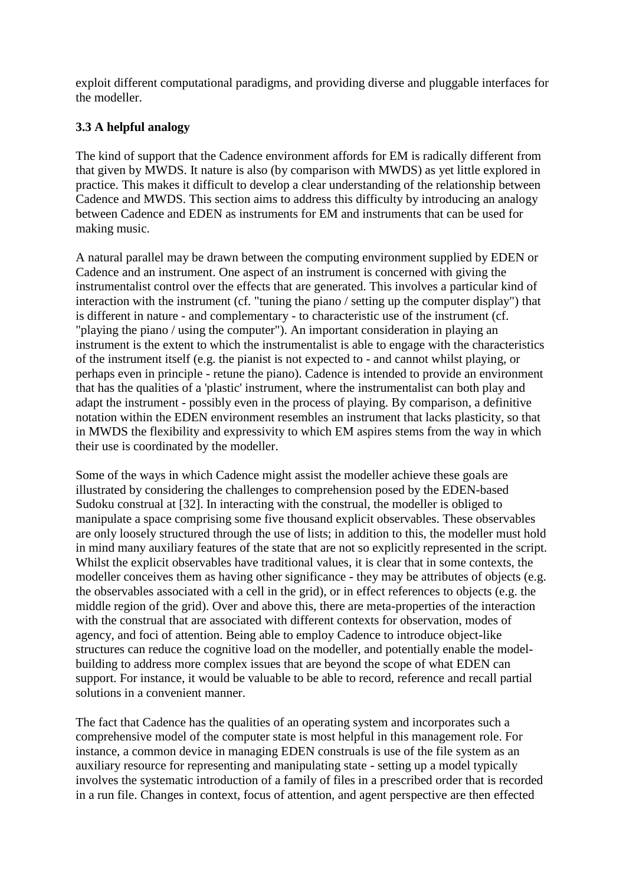exploit different computational paradigms, and providing diverse and pluggable interfaces for the modeller.

### 3.3 A helpful analogy

The kind of support that the Cadence environment affords for EM is radically different from that given by MWDS. It nature is also (by comparison with MWDS) as yet little explored in practice. This makes it difficult to develop a clear understanding of the relationship between Cadence and MWDS. This section aims to address this difficulty by introducing an analogy between Cadence and EDEN as instruments for EM and instruments that can be used for making music.

A natural parallel may be drawn between the computing environment supplied by EDEN or Cadence and an instrument. One aspect of an instrument is concerned with giving the instrumentalist control over the effects that are generated. This involves a particular kind of interaction with the instrument (cf. "tuning the piano / setting up the computer display") that is different in nature - and complementary - to characteristic use of the instrument (cf. "playing the piano / using the computer"). An important consideration in playing an instrument is the extent to which the instrumentalist is able to engage with the characteristics of the instrument itself (e.g. the pianist is not expected to - and cannot whilst playing, or perhaps even in principle - retune the piano). Cadence is intended to provide an environment that has the qualities of a 'plastic' instrument, where the instrumentalist can both play and adapt the instrument - possibly even in the process of playing. By comparison, a definitive notation within the EDEN environment resembles an instrument that lacks plasticity, so that in MWDS the flexibility and expressivity to which EM aspires stems from the way in which their use is coordinated by the modeller.

Some of the ways in which Cadence might assist the modeller achieve these goals are illustrated by considering the challenges to comprehension posed by the EDEN-based Sudoku construal at [32]. In interacting with the construal, the modeller is obliged to manipulate a space comprising some five thousand explicit observables. These observables are only loosely structured through the use of lists; in addition to this, the modeller must hold in mind many auxiliary features of the state that are not so explicitly represented in the script. Whilst the explicit observables have traditional values, it is clear that in some contexts, the modeller conceives them as having other significance - they may be attributes of objects (e.g. the observables associated with a cell in the grid), or in effect references to objects (e.g. the middle region of the grid). Over and above this, there are meta-properties of the interaction with the construal that are associated with different contexts for observation, modes of agency, and foci of attention. Being able to employ Cadence to introduce object-like structures can reduce the cognitive load on the modeller, and potentially enable the model-building to address more complex issues that are beyond the scope of what EDEN can support. For instance, it would be valuable to be able to record, reference and recall partial solutions in a convenient manner.

The fact that Cadence has the qualities of an operating system and incorporates such a comprehensive model of the computer state is most helpful in this management role. For instance, a common device in managing EDEN construals is use of the file system as an auxiliary resource for representing and manipulating state - setting up a model typically involves the systematic introduction of a family of files in a prescribed order that is recorded in a run file. Changes in context, focus of attention, and agent perspective are then effected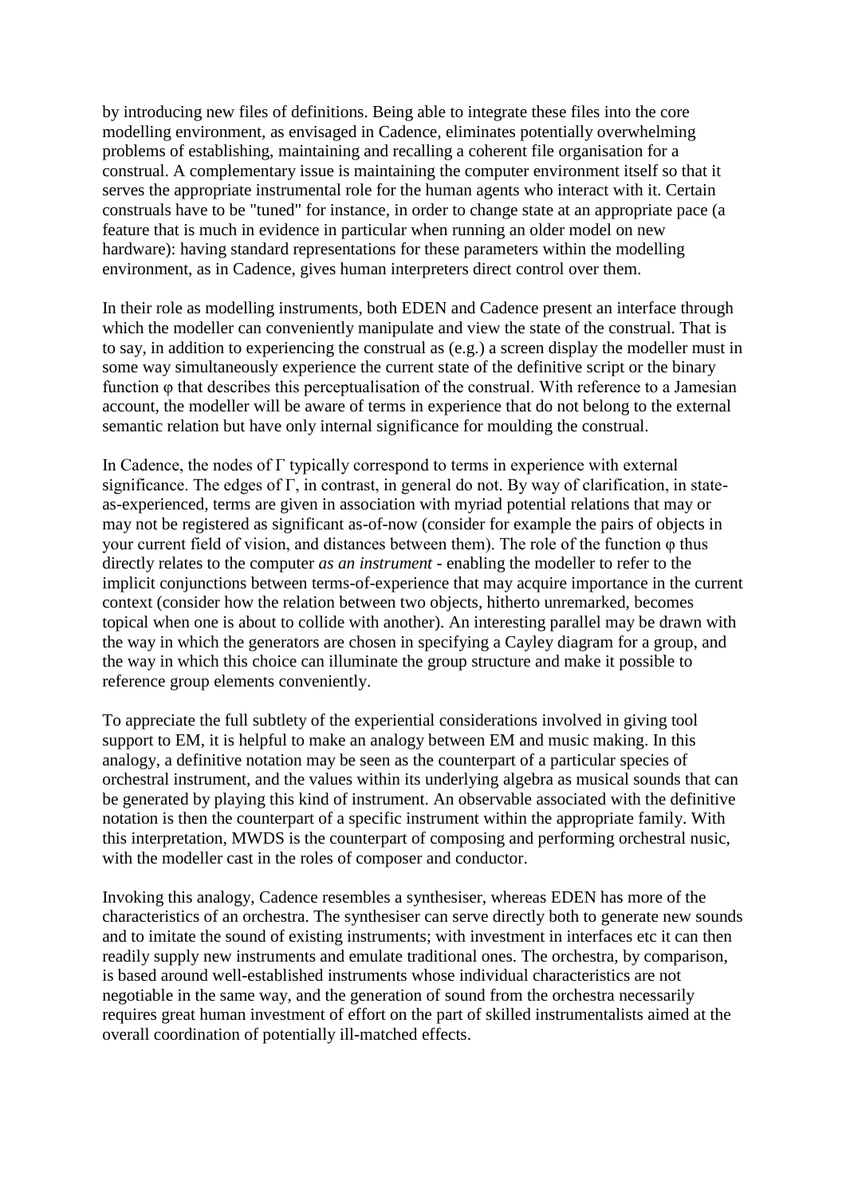by introducing new files of definitions. Being able to integrate these files into the core modelling environment, as envisaged in Cadence, eliminates potentially overwhelming problems of establishing, maintaining and recalling a coherent file organisation for a construal. A complementary issue is maintaining the computer environment itself so that it serves the appropriate instrumental role for the human agents who interact with it. Certain construals have to be "tuned" for instance, in order to change state at an appropriate pace (a feature that is much in evidence in particular when running an older model on new hardware): having standard representations for these parameters within the modelling environment, as in Cadence, gives human interpreters direct control over them.

In their role as modelling instruments, both EDEN and Cadence present an interface through which the modeller can conveniently manipulate and view the state of the construal. That is to say, in addition to experiencing the construal as (e.g.) a screen display the modeller must in some way simultaneously experience the current state of the definitive script or the binary function $\varphi$ that describes this perceptualisation of the construal. With reference to a Jamesian account, the modeller will be aware of terms in experience that do not belong to the external semantic relation but have only internal significance for moulding the construal.

In Cadence, the nodes of $\Gamma$ typically correspond to terms in experience with external significance. The edges of $\Gamma$, in contrast, in general do not. By way of clarification, in state-as-experienced, terms are given in association with myriad potential relations that may or may not be registered as significant as-of-now (consider for example the pairs of objects in your current field of vision, and distances between them). The role of the function $\varphi$ thus directly relates to the computer *as an instrument* - enabling the modeller to refer to the implicit conjunctions between terms-of-experience that may acquire importance in the current context (consider how the relation between two objects, hitherto unremarked, becomes topical when one is about to collide with another). An interesting parallel may be drawn with the way in which the generators are chosen in specifying a Cayley diagram for a group, and the way in which this choice can illuminate the group structure and make it possible to reference group elements conveniently.

To appreciate the full subtlety of the experiential considerations involved in giving tool support to EM, it is helpful to make an analogy between EM and music making. In this analogy, a definitive notation may be seen as the counterpart of a particular species of orchestral instrument, and the values within its underlying algebra as musical sounds that can be generated by playing this kind of instrument. An observable associated with the definitive notation is then the counterpart of a specific instrument within the appropriate family. With this interpretation, MWDS is the counterpart of composing and performing orchestral nusic, with the modeller cast in the roles of composer and conductor.

Invoking this analogy, Cadence resembles a synthesiser, whereas EDEN has more of the characteristics of an orchestra. The synthesiser can serve directly both to generate new sounds and to imitate the sound of existing instruments; with investment in interfaces etc it can then readily supply new instruments and emulate traditional ones. The orchestra, by comparison, is based around well-established instruments whose individual characteristics are not negotiable in the same way, and the generation of sound from the orchestra necessarily requires great human investment of effort on the part of skilled instrumentalists aimed at the overall coordination of potentially ill-matched effects.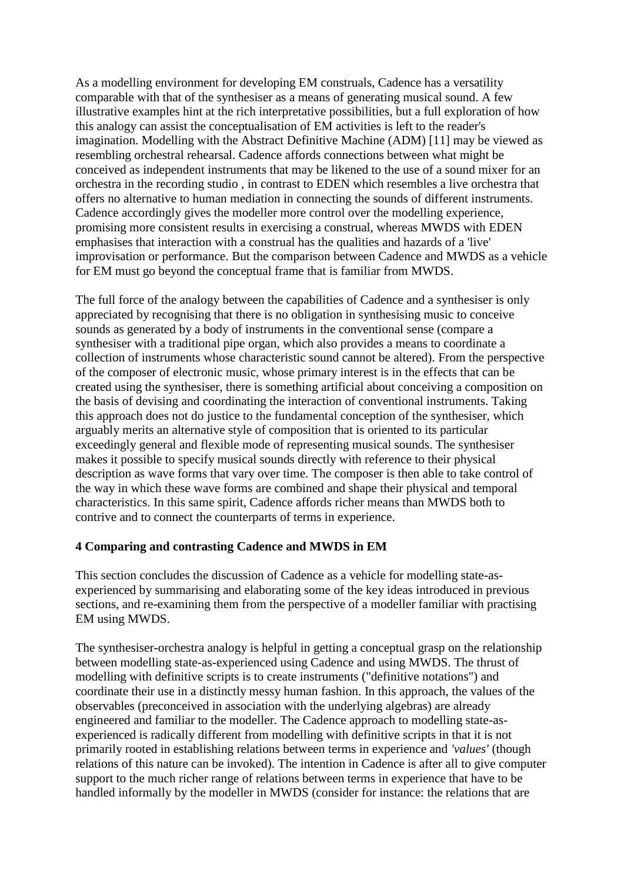As a modelling environment for developing EM construals, Cadence has a versatility comparable with that of the synthesiser as a means of generating musical sound. A few illustrative examples hint at the rich interpretative possibilities, but a full exploration of how this analogy can assist the conceptualisation of EM activities is left to the reader's imagination. Modelling with the Abstract Definitive Machine (ADM) [11] may be viewed as resembling orchestral rehearsal. Cadence affords connections between what might be conceived as independent instruments that may be likened to the use of a sound mixer for an orchestra in the recording studio , in contrast to EDEN which resembles a live orchestra that offers no alternative to human mediation in connecting the sounds of different instruments. Cadence accordingly gives the modeller more control over the modelling experience, promising more consistent results in exercising a construal, whereas MWDS with EDEN emphasises that interaction with a construal has the qualities and hazards of a 'live' improvisation or performance. But the comparison between Cadence and MWDS as a vehicle for EM must go beyond the conceptual frame that is familiar from MWDS.

The full force of the analogy between the capabilities of Cadence and a synthesiser is only appreciated by recognising that there is no obligation in synthesising music to conceive sounds as generated by a body of instruments in the conventional sense (compare a synthesiser with a traditional pipe organ, which also provides a means to coordinate a collection of instruments whose characteristic sound cannot be altered). From the perspective of the composer of electronic music, whose primary interest is in the effects that can be created using the synthesiser, there is something artificial about conceiving a composition on the basis of devising and coordinating the interaction of conventional instruments. Taking this approach does not do justice to the fundamental conception of the synthesiser, which arguably merits an alternative style of composition that is oriented to its particular exceedingly general and flexible mode of representing musical sounds. The synthesiser makes it possible to specify musical sounds directly with reference to their physical description as wave forms that vary over time. The composer is then able to take control of the way in which these wave forms are combined and shape their physical and temporal characteristics. In this same spirit, Cadence affords richer means than MWDS both to contrive and to connect the counterparts of terms in experience.

**4 Comparing and contrasting Cadence and MWDS in EM**

This section concludes the discussion of Cadence as a vehicle for modelling state-as-experienced by summarising and elaborating some of the key ideas introduced in previous sections, and re-examining them from the perspective of a modeller familiar with practising EM using MWDS.

The synthesiser-orchestra analogy is helpful in getting a conceptual grasp on the relationship between modelling state-as-experienced using Cadence and using MWDS. The thrust of modelling with definitive scripts is to create instruments ("definitive notations") and coordinate their use in a distinctly messy human fashion. In this approach, the values of the observables (preconceived in association with the underlying algebras) are already engineered and familiar to the modeller. The Cadence approach to modelling state-as-experienced is radically different from modelling with definitive scripts in that it is not primarily rooted in establishing relations between terms in experience and *'values'* (though relations of this nature can be invoked). The intention in Cadence is after all to give computer support to the much richer range of relations between terms in experience that have to be handled informally by the modeller in MWDS (consider for instance: the relations that are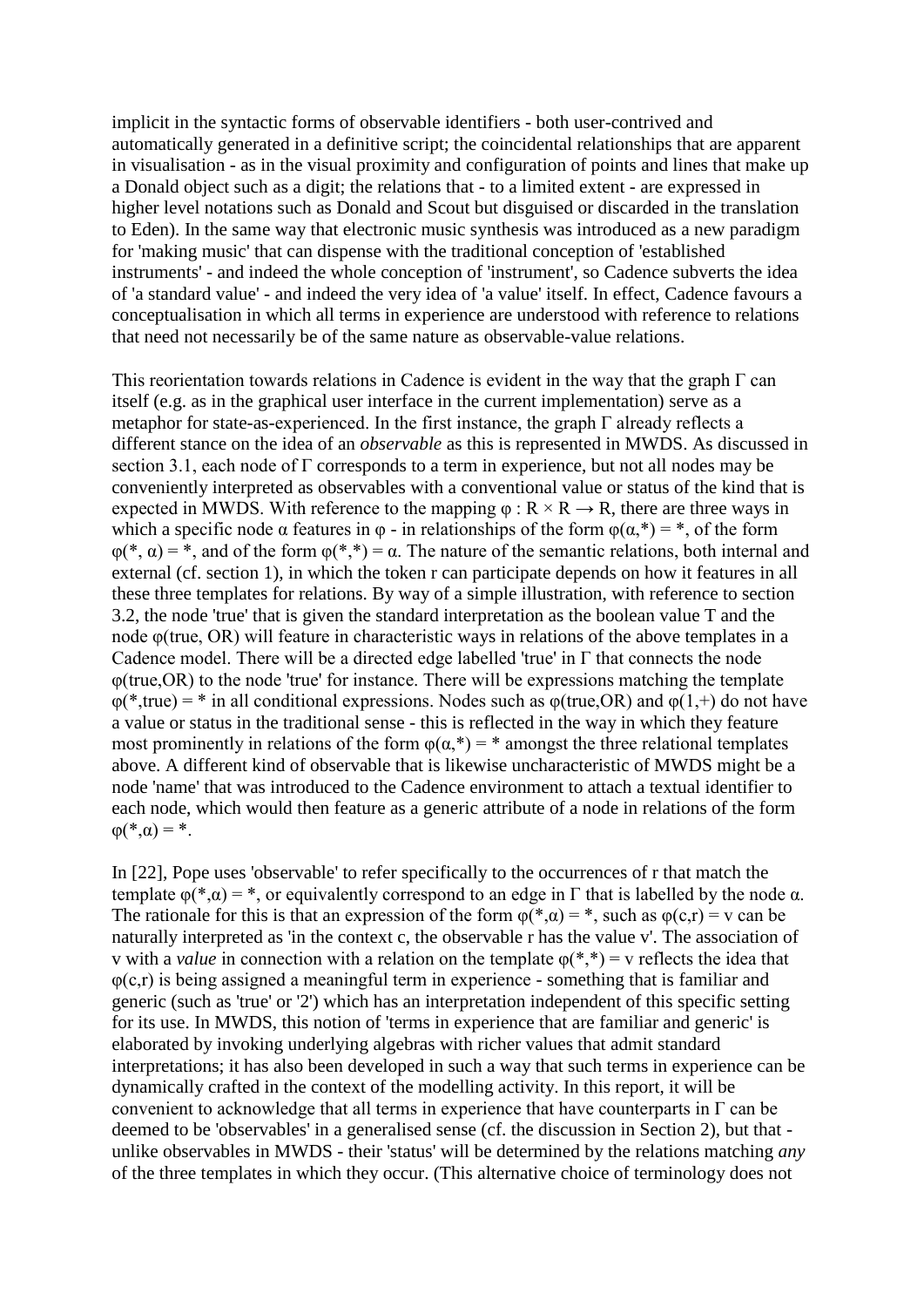implicit in the syntactic forms of observable identifiers - both user-contrived and automatically generated in a definitive script; the coincidental relationships that are apparent in visualisation - as in the visual proximity and configuration of points and lines that make up a Donald object such as a digit; the relations that - to a limited extent - are expressed in higher level notations such as Donald and Scout but disguised or discarded in the translation to Eden). In the same way that electronic music synthesis was introduced as a new paradigm for 'making music' that can dispense with the traditional conception of 'established instruments' - and indeed the whole conception of 'instrument', so Cadence subverts the idea of 'a standard value' - and indeed the very idea of 'a value' itself. In effect, Cadence favours a conceptualisation in which all terms in experience are understood with reference to relations that need not necessarily be of the same nature as observable-value relations.

This reorientation towards relations in Cadence is evident in the way that the graph $\Gamma$ can itself (e.g. as in the graphical user interface in the current implementation) serve as a metaphor for state-as-experienced. In the first instance, the graph $\Gamma$ already reflects a different stance on the idea of an *observable* as this is represented in MWDS. As discussed in section 3.1, each node of $\Gamma$ corresponds to a term in experience, but not all nodes may be conveniently interpreted as observables with a conventional value or status of the kind that is expected in MWDS. With reference to the mapping $\varphi : R \times R \rightarrow R$, there are three ways in which a specific node $\alpha$ features in $\varphi$ - in relationships of the form $\varphi(\alpha,*) = *$, of the form $\varphi(*, \alpha) = *$, and of the form $\varphi(*,*) = \alpha$. The nature of the semantic relations, both internal and external (cf. section 1), in which the token r can participate depends on how it features in all these three templates for relations. By way of a simple illustration, with reference to section 3.2, the node 'true' that is given the standard interpretation as the boolean value T and the node $\varphi$(true, OR) will feature in characteristic ways in relations of the above templates in a Cadence model. There will be a directed edge labelled 'true' in $\Gamma$ that connects the node $\varphi$(true,OR) to the node 'true' for instance. There will be expressions matching the template $\varphi(*,\text{true}) = *$ in all conditional expressions. Nodes such as $\varphi$(true,OR) and $\varphi(1,+)$ do not have a value or status in the traditional sense - this is reflected in the way in which they feature most prominently in relations of the form $\varphi(\alpha,*) = *$ amongst the three relational templates above. A different kind of observable that is likewise uncharacteristic of MWDS might be a node 'name' that was introduced to the Cadence environment to attach a textual identifier to each node, which would then feature as a generic attribute of a node in relations of the form $\varphi(*,\alpha) = *$.

In [22], Pope uses 'observable' to refer specifically to the occurrences of r that match the template $\varphi(*,\alpha) = *$, or equivalently correspond to an edge in $\Gamma$ that is labelled by the node $\alpha$. The rationale for this is that an expression of the form $\varphi(*,\alpha) = *$, such as $\varphi(c,r) = v$ can be naturally interpreted as 'in the context c, the observable r has the value v'. The association of v with a *value* in connection with a relation on the template $\varphi(*,*) = v$ reflects the idea that $\varphi(c,r)$ is being assigned a meaningful term in experience - something that is familiar and generic (such as 'true' or '2') which has an interpretation independent of this specific setting for its use. In MWDS, this notion of 'terms in experience that are familiar and generic' is elaborated by invoking underlying algebras with richer values that admit standard interpretations; it has also been developed in such a way that such terms in experience can be dynamically crafted in the context of the modelling activity. In this report, it will be convenient to acknowledge that all terms in experience that have counterparts in $\Gamma$ can be deemed to be 'observables' in a generalised sense (cf. the discussion in Section 2), but that - unlike observables in MWDS - their 'status' will be determined by the relations matching *any* of the three templates in which they occur. (This alternative choice of terminology does not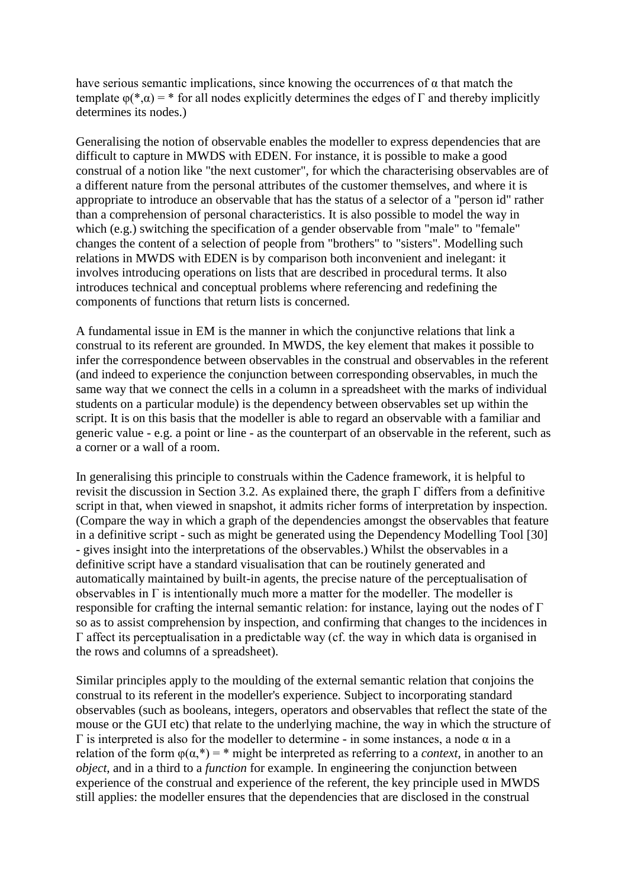have serious semantic implications, since knowing the occurrences of $\alpha$ that match the template $\varphi(*,\alpha) = *$ for all nodes explicitly determines the edges of $\Gamma$ and thereby implicitly determines its nodes.)

Generalising the notion of observable enables the modeller to express dependencies that are difficult to capture in MWDS with EDEN. For instance, it is possible to make a good construal of a notion like "the next customer", for which the characterising observables are of a different nature from the personal attributes of the customer themselves, and where it is appropriate to introduce an observable that has the status of a selector of a "person id" rather than a comprehension of personal characteristics. It is also possible to model the way in which (e.g.) switching the specification of a gender observable from "male" to "female" changes the content of a selection of people from "brothers" to "sisters". Modelling such relations in MWDS with EDEN is by comparison both inconvenient and inelegant: it involves introducing operations on lists that are described in procedural terms. It also introduces technical and conceptual problems where referencing and redefining the components of functions that return lists is concerned.

A fundamental issue in EM is the manner in which the conjunctive relations that link a construal to its referent are grounded. In MWDS, the key element that makes it possible to infer the correspondence between observables in the construal and observables in the referent (and indeed to experience the conjunction between corresponding observables, in much the same way that we connect the cells in a column in a spreadsheet with the marks of individual students on a particular module) is the dependency between observables set up within the script. It is on this basis that the modeller is able to regard an observable with a familiar and generic value - e.g. a point or line - as the counterpart of an observable in the referent, such as a corner or a wall of a room.

In generalising this principle to construals within the Cadence framework, it is helpful to revisit the discussion in Section 3.2. As explained there, the graph $\Gamma$ differs from a definitive script in that, when viewed in snapshot, it admits richer forms of interpretation by inspection. (Compare the way in which a graph of the dependencies amongst the observables that feature in a definitive script - such as might be generated using the Dependency Modelling Tool [30] - gives insight into the interpretations of the observables.) Whilst the observables in a definitive script have a standard visualisation that can be routinely generated and automatically maintained by built-in agents, the precise nature of the perceptualisation of observables in $\Gamma$ is intentionally much more a matter for the modeller. The modeller is responsible for crafting the internal semantic relation: for instance, laying out the nodes of $\Gamma$ so as to assist comprehension by inspection, and confirming that changes to the incidences in $\Gamma$ affect its perceptualisation in a predictable way (cf. the way in which data is organised in the rows and columns of a spreadsheet).

Similar principles apply to the moulding of the external semantic relation that conjoins the construal to its referent in the modeller's experience. Subject to incorporating standard observables (such as booleans, integers, operators and observables that reflect the state of the mouse or the GUI etc) that relate to the underlying machine, the way in which the structure of $\Gamma$ is interpreted is also for the modeller to determine - in some instances, a node $\alpha$ in a relation of the form $\varphi(\alpha,*) = *$ might be interpreted as referring to a *context*, in another to an *object*, and in a third to a *function* for example. In engineering the conjunction between experience of the construal and experience of the referent, the key principle used in MWDS still applies: the modeller ensures that the dependencies that are disclosed in the construal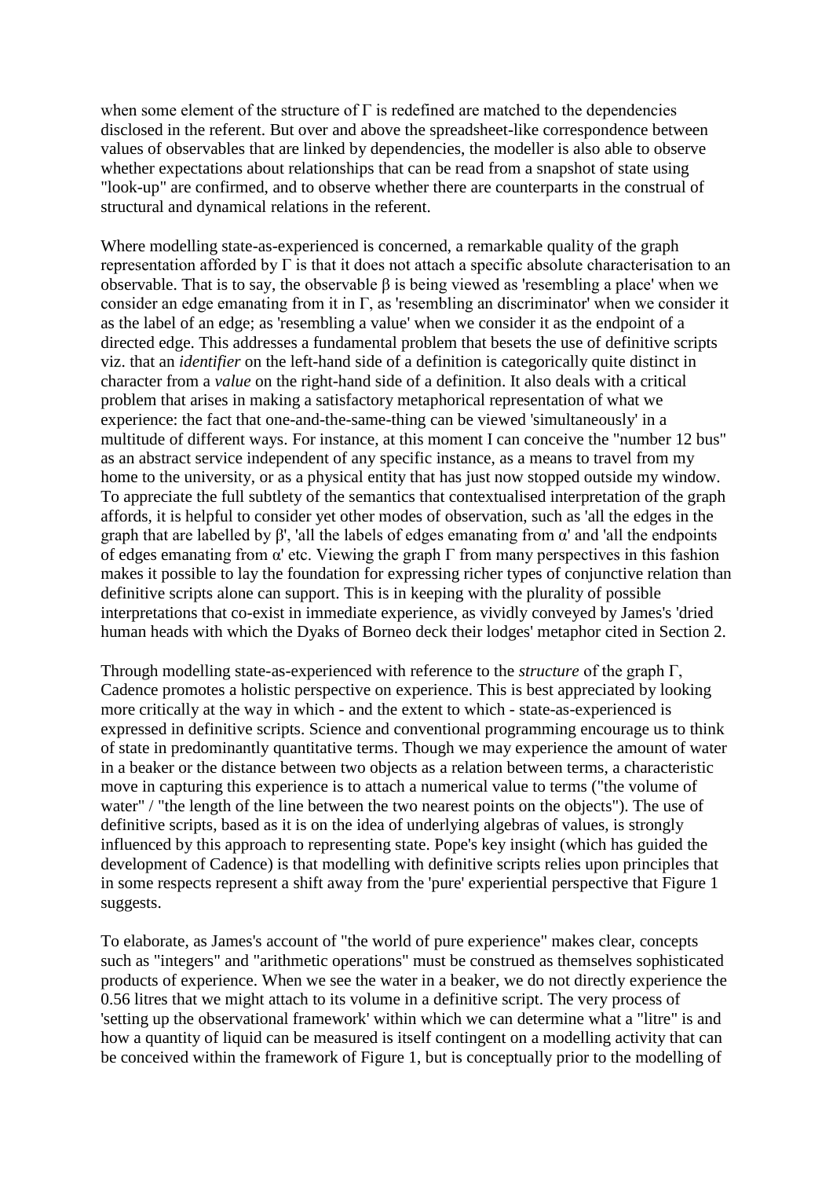when some element of the structure of $\Gamma$ is redefined are matched to the dependencies disclosed in the referent. But over and above the spreadsheet-like correspondence between values of observables that are linked by dependencies, the modeller is also able to observe whether expectations about relationships that can be read from a snapshot of state using "look-up" are confirmed, and to observe whether there are counterparts in the construal of structural and dynamical relations in the referent.

Where modelling state-as-experienced is concerned, a remarkable quality of the graph representation afforded by $\Gamma$ is that it does not attach a specific absolute characterisation to an observable. That is to say, the observable $\beta$ is being viewed as 'resembling a place' when we consider an edge emanating from it in $\Gamma$, as 'resembling a discriminator' when we consider it as the label of an edge; as 'resembling a value' when we consider it as the endpoint of a directed edge. This addresses a fundamental problem that besets the use of definitive scripts viz. that an *identifier* on the left-hand side of a definition is categorically quite distinct in character from a *value* on the right-hand side of a definition. It also deals with a critical problem that arises in making a satisfactory metaphorical representation of what we experience: the fact that one-and-the-same-thing can be viewed 'simultaneously' in a multitude of different ways. For instance, at this moment I can conceive the "number 12 bus" as an abstract service independent of any specific instance, as a means to travel from my home to the university, or as a physical entity that has just now stopped outside my window. To appreciate the full subtlety of the semantics that contextualised interpretation of the graph affords, it is helpful to consider yet other modes of observation, such as 'all the edges in the graph that are labelled by $\beta$', 'all the labels of edges emanating from $\alpha$' and 'all the endpoints of edges emanating from $\alpha$' etc. Viewing the graph $\Gamma$ from many perspectives in this fashion makes it possible to lay the foundation for expressing richer types of conjunctive relation than definitive scripts alone can support. This is in keeping with the plurality of possible interpretations that co-exist in immediate experience, as vividly conveyed by James's 'dried human heads with which the Dyaks of Borneo deck their lodges' metaphor cited in Section 2.

Through modelling state-as-experienced with reference to the *structure* of the graph $\Gamma$, Cadence promotes a holistic perspective on experience. This is best appreciated by looking more critically at the way in which - and the extent to which - state-as-experienced is expressed in definitive scripts. Science and conventional programming encourage us to think of state in predominantly quantitative terms. Though we may experience the amount of water in a beaker or the distance between two objects as a relation between terms, a characteristic move in capturing this experience is to attach a numerical value to terms ("the volume of water" / "the length of the line between the two nearest points on the objects"). The use of definitive scripts, based as it is on the idea of underlying algebras of values, is strongly influenced by this approach to representing state. Pope's key insight (which has guided the development of Cadence) is that modelling with definitive scripts relies upon principles that in some respects represent a shift away from the 'pure' experiential perspective that Figure 1 suggests.

To elaborate, as James's account of "the world of pure experience" makes clear, concepts such as "integers" and "arithmetic operations" must be construed as themselves sophisticated products of experience. When we see the water in a beaker, we do not directly experience the 0.56 litres that we might attach to its volume in a definitive script. The very process of 'setting up the observational framework' within which we can determine what a "litre" is and how a quantity of liquid can be measured is itself contingent on a modelling activity that can be conceived within the framework of Figure 1, but is conceptually prior to the modelling of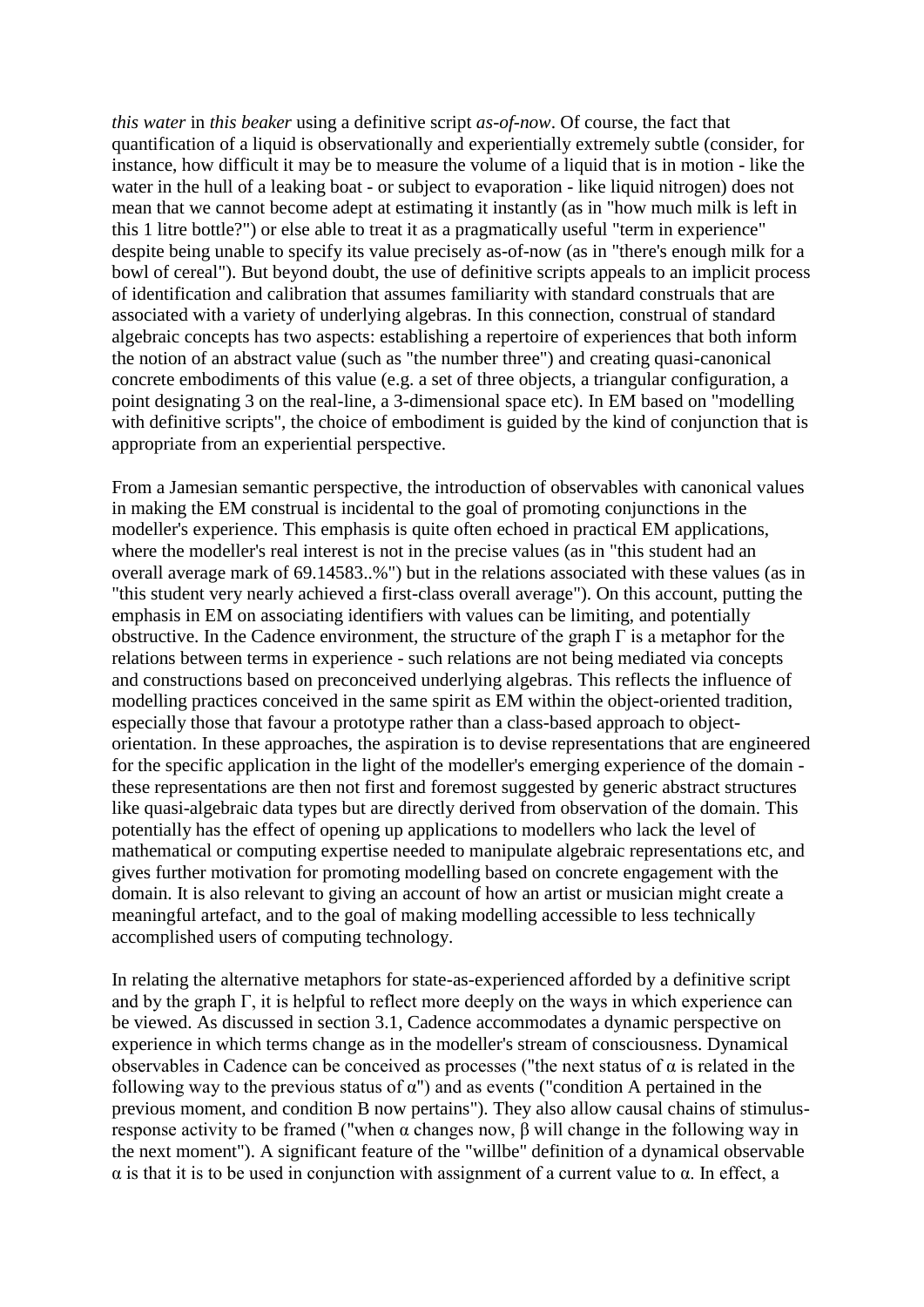*this water* in *this beaker* using a definitive script *as-of-now*. Of course, the fact that quantification of a liquid is observationally and experientially extremely subtle (consider, for instance, how difficult it may be to measure the volume of a liquid that is in motion - like the water in the hull of a leaking boat - or subject to evaporation - like liquid nitrogen) does not mean that we cannot become adept at estimating it instantly (as in "how much milk is left in this 1 litre bottle?") or else able to treat it as a pragmatically useful "term in experience" despite being unable to specify its value precisely as-of-now (as in "there's enough milk for a bowl of cereal"). But beyond doubt, the use of definitive scripts appeals to an implicit process of identification and calibration that assumes familiarity with standard construals that are associated with a variety of underlying algebras. In this connection, construal of standard algebraic concepts has two aspects: establishing a repertoire of experiences that both inform the notion of an abstract value (such as "the number three") and creating quasi-canonical concrete embodiments of this value (e.g. a set of three objects, a triangular configuration, a point designating 3 on the real-line, a 3-dimensional space etc). In EM based on "modelling with definitive scripts", the choice of embodiment is guided by the kind of conjunction that is appropriate from an experiential perspective.

From a Jamesian semantic perspective, the introduction of observables with canonical values in making the EM construal is incidental to the goal of promoting conjunctions in the modeller's experience. This emphasis is quite often echoed in practical EM applications, where the modeller's real interest is not in the precise values (as in "this student had an overall average mark of 69.14583..%") but in the relations associated with these values (as in "this student very nearly achieved a first-class overall average"). On this account, putting the emphasis in EM on associating identifiers with values can be limiting, and potentially obstructive. In the Cadence environment, the structure of the graph Γ is a metaphor for the relations between terms in experience - such relations are not being mediated via concepts and constructions based on preconceived underlying algebras. This reflects the influence of modelling practices conceived in the same spirit as EM within the object-oriented tradition, especially those that favour a prototype rather than a class-based approach to object-orientation. In these approaches, the aspiration is to devise representations that are engineered for the specific application in the light of the modeller's emerging experience of the domain - these representations are then not first and foremost suggested by generic abstract structures like quasi-algebraic data types but are directly derived from observation of the domain. This potentially has the effect of opening up applications to modellers who lack the level of mathematical or computing expertise needed to manipulate algebraic representations etc, and gives further motivation for promoting modelling based on concrete engagement with the domain. It is also relevant to giving an account of how an artist or musician might create a meaningful artefact, and to the goal of making modelling accessible to less technically accomplished users of computing technology.

In relating the alternative metaphors for state-as-experienced afforded by a definitive script and by the graph Γ, it is helpful to reflect more deeply on the ways in which experience can be viewed. As discussed in section 3.1, Cadence accommodates a dynamic perspective on experience in which terms change as in the modeller's stream of consciousness. Dynamical observables in Cadence can be conceived as processes ("the next status of α is related in the following way to the previous status of α") and as events ("condition A pertained in the previous moment, and condition B now pertains"). They also allow causal chains of stimulus-response activity to be framed ("when α changes now, β will change in the following way in the next moment"). A significant feature of the "willbe" definition of a dynamical observable α is that it is to be used in conjunction with assignment of a current value to α. In effect, a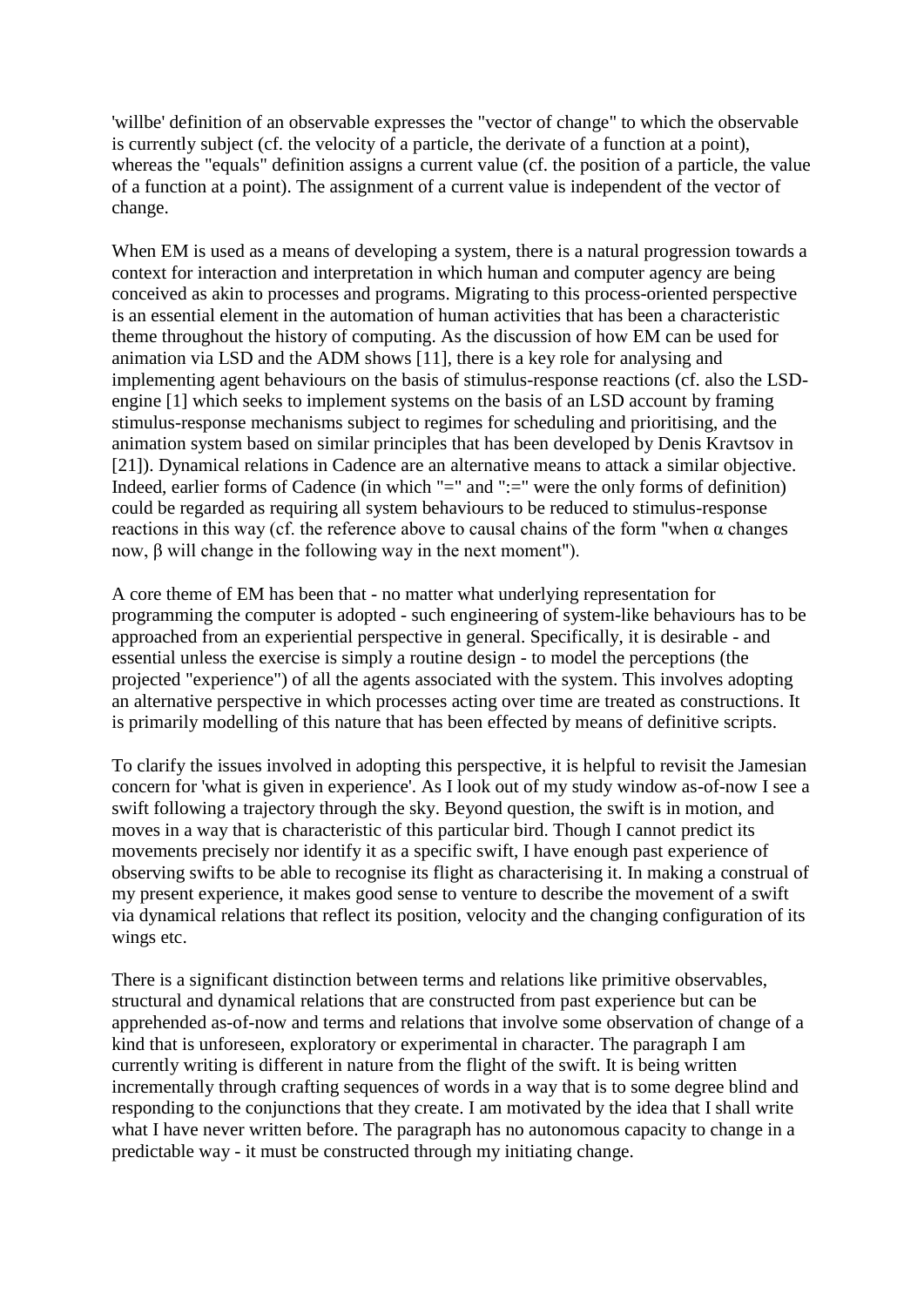'willbe' definition of an observable expresses the "vector of change" to which the observable is currently subject (cf. the velocity of a particle, the derivate of a function at a point), whereas the "equals" definition assigns a current value (cf. the position of a particle, the value of a function at a point). The assignment of a current value is independent of the vector of change.

When EM is used as a means of developing a system, there is a natural progression towards a context for interaction and interpretation in which human and computer agency are being conceived as akin to processes and programs. Migrating to this process-oriented perspective is an essential element in the automation of human activities that has been a characteristic theme throughout the history of computing. As the discussion of how EM can be used for animation via LSD and the ADM shows [11], there is a key role for analysing and implementing agent behaviours on the basis of stimulus-response reactions (cf. also the LSD-engine [1] which seeks to implement systems on the basis of an LSD account by framing stimulus-response mechanisms subject to regimes for scheduling and prioritising, and the animation system based on similar principles that has been developed by Denis Kravtsov in [21]). Dynamical relations in Cadence are an alternative means to attack a similar objective. Indeed, earlier forms of Cadence (in which "=" and ":=" were the only forms of definition) could be regarded as requiring all system behaviours to be reduced to stimulus-response reactions in this way (cf. the reference above to causal chains of the form "when α changes now, β will change in the following way in the next moment").

A core theme of EM has been that - no matter what underlying representation for programming the computer is adopted - such engineering of system-like behaviours has to be approached from an experiential perspective in general. Specifically, it is desirable - and essential unless the exercise is simply a routine design - to model the perceptions (the projected "experience") of all the agents associated with the system. This involves adopting an alternative perspective in which processes acting over time are treated as constructions. It is primarily modelling of this nature that has been effected by means of definitive scripts.

To clarify the issues involved in adopting this perspective, it is helpful to revisit the Jamesian concern for 'what is given in experience'. As I look out of my study window as-of-now I see a swift following a trajectory through the sky. Beyond question, the swift is in motion, and moves in a way that is characteristic of this particular bird. Though I cannot predict its movements precisely nor identify it as a specific swift, I have enough past experience of observing swifts to be able to recognise its flight as characterising it. In making a construal of my present experience, it makes good sense to venture to describe the movement of a swift via dynamical relations that reflect its position, velocity and the changing configuration of its wings etc.

There is a significant distinction between terms and relations like primitive observables, structural and dynamical relations that are constructed from past experience but can be apprehended as-of-now and terms and relations that involve some observation of change of a kind that is unforeseen, exploratory or experimental in character. The paragraph I am currently writing is different in nature from the flight of the swift. It is being written incrementally through crafting sequences of words in a way that is to some degree blind and responding to the conjunctions that they create. I am motivated by the idea that I shall write what I have never written before. The paragraph has no autonomous capacity to change in a predictable way - it must be constructed through my initiating change.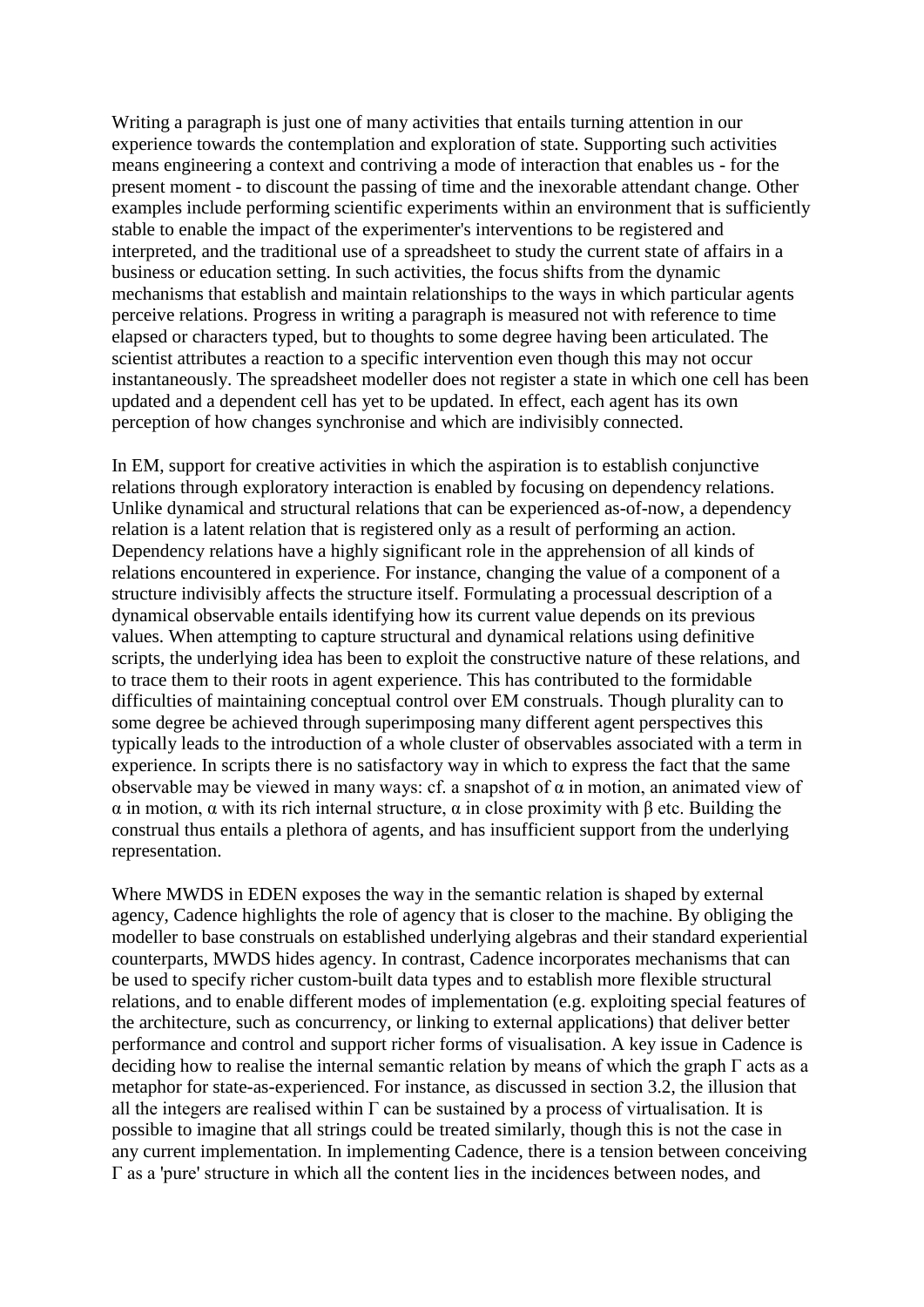Writing a paragraph is just one of many activities that entails turning attention in our experience towards the contemplation and exploration of state. Supporting such activities means engineering a context and contriving a mode of interaction that enables us - for the present moment - to discount the passing of time and the inexorable attendant change. Other examples include performing scientific experiments within an environment that is sufficiently stable to enable the impact of the experimenter's interventions to be registered and interpreted, and the traditional use of a spreadsheet to study the current state of affairs in a business or education setting. In such activities, the focus shifts from the dynamic mechanisms that establish and maintain relationships to the ways in which particular agents perceive relations. Progress in writing a paragraph is measured not with reference to time elapsed or characters typed, but to thoughts to some degree having been articulated. The scientist attributes a reaction to a specific intervention even though this may not occur instantaneously. The spreadsheet modeller does not register a state in which one cell has been updated and a dependent cell has yet to be updated. In effect, each agent has its own perception of how changes synchronise and which are indivisibly connected.

In EM, support for creative activities in which the aspiration is to establish conjunctive relations through exploratory interaction is enabled by focusing on dependency relations. Unlike dynamical and structural relations that can be experienced as-of-now, a dependency relation is a latent relation that is registered only as a result of performing an action. Dependency relations have a highly significant role in the apprehension of all kinds of relations encountered in experience. For instance, changing the value of a component of a structure indivisibly affects the structure itself. Formulating a processual description of a dynamical observable entails identifying how its current value depends on its previous values. When attempting to capture structural and dynamical relations using definitive scripts, the underlying idea has been to exploit the constructive nature of these relations, and to trace them to their roots in agent experience. This has contributed to the formidable difficulties of maintaining conceptual control over EM construals. Though plurality can to some degree be achieved through superimposing many different agent perspectives this typically leads to the introduction of a whole cluster of observables associated with a term in experience. In scripts there is no satisfactory way in which to express the fact that the same observable may be viewed in many ways: cf. a snapshot of α in motion, an animated view of α in motion, α with its rich internal structure, α in close proximity with β etc. Building the construal thus entails a plethora of agents, and has insufficient support from the underlying representation.

Where MWDS in EDEN exposes the way in the semantic relation is shaped by external agency, Cadence highlights the role of agency that is closer to the machine. By obliging the modeller to base construals on established underlying algebras and their standard experiential counterparts, MWDS hides agency. In contrast, Cadence incorporates mechanisms that can be used to specify richer custom-built data types and to establish more flexible structural relations, and to enable different modes of implementation (e.g. exploiting special features of the architecture, such as concurrency, or linking to external applications) that deliver better performance and control and support richer forms of visualisation. A key issue in Cadence is deciding how to realise the internal semantic relation by means of which the graph Γ acts as a metaphor for state-as-experienced. For instance, as discussed in section 3.2, the illusion that all the integers are realised within Γ can be sustained by a process of virtualisation. It is possible to imagine that all strings could be treated similarly, though this is not the case in any current implementation. In implementing Cadence, there is a tension between conceiving Γ as a 'pure' structure in which all the content lies in the incidences between nodes, and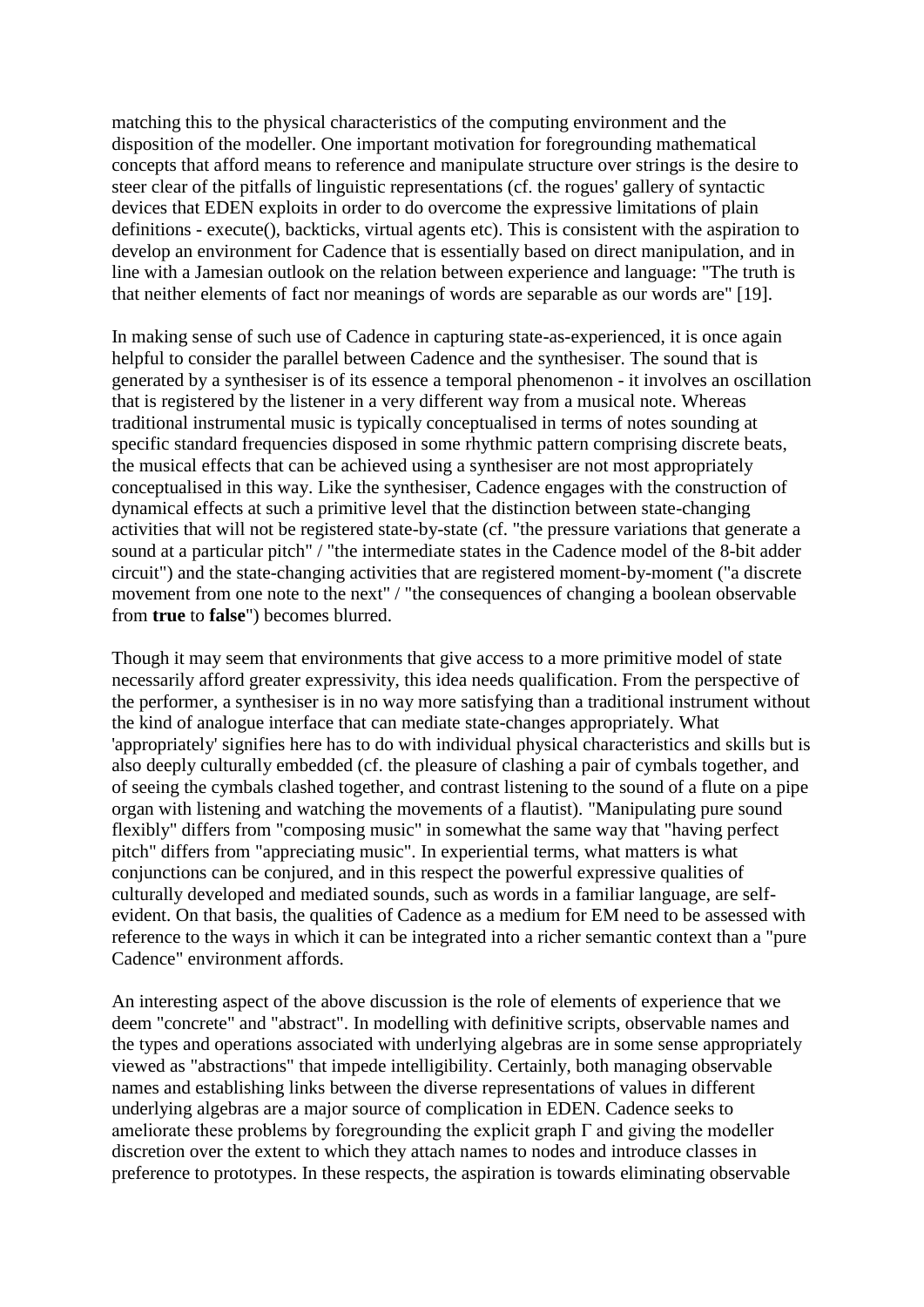matching this to the physical characteristics of the computing environment and the disposition of the modeller. One important motivation for foregrounding mathematical concepts that afford means to reference and manipulate structure over strings is the desire to steer clear of the pitfalls of linguistic representations (cf. the rogues' gallery of syntactic devices that EDEN exploits in order to do overcome the expressive limitations of plain definitions - execute(), backticks, virtual agents etc). This is consistent with the aspiration to develop an environment for Cadence that is essentially based on direct manipulation, and in line with a Jamesian outlook on the relation between experience and language: "The truth is that neither elements of fact nor meanings of words are separable as our words are" [19].

In making sense of such use of Cadence in capturing state-as-experienced, it is once again helpful to consider the parallel between Cadence and the synthesiser. The sound that is generated by a synthesiser is of its essence a temporal phenomenon - it involves an oscillation that is registered by the listener in a very different way from a musical note. Whereas traditional instrumental music is typically conceptualised in terms of notes sounding at specific standard frequencies disposed in some rhythmic pattern comprising discrete beats, the musical effects that can be achieved using a synthesiser are not most appropriately conceptualised in this way. Like the synthesiser, Cadence engages with the construction of dynamical effects at such a primitive level that the distinction between state-changing activities that will not be registered state-by-state (cf. "the pressure variations that generate a sound at a particular pitch" / "the intermediate states in the Cadence model of the 8-bit adder circuit") and the state-changing activities that are registered moment-by-moment ("a discrete movement from one note to the next" / "the consequences of changing a boolean observable from **true** to **false**") becomes blurred.

Though it may seem that environments that give access to a more primitive model of state necessarily afford greater expressivity, this idea needs qualification. From the perspective of the performer, a synthesiser is in no way more satisfying than a traditional instrument without the kind of analogue interface that can mediate state-changes appropriately. What 'appropriately' signifies here has to do with individual physical characteristics and skills but is also deeply culturally embedded (cf. the pleasure of clashing a pair of cymbals together, and of seeing the cymbals clashed together, and contrast listening to the sound of a flute on a pipe organ with listening and watching the movements of a flautist). "Manipulating pure sound flexibly" differs from "composing music" in somewhat the same way that "having perfect pitch" differs from "appreciating music". In experiential terms, what matters is what conjunctions can be conjured, and in this respect the powerful expressive qualities of culturally developed and mediated sounds, such as words in a familiar language, are self-evident. On that basis, the qualities of Cadence as a medium for EM need to be assessed with reference to the ways in which it can be integrated into a richer semantic context than a "pure Cadence" environment affords.

An interesting aspect of the above discussion is the role of elements of experience that we deem "concrete" and "abstract". In modelling with definitive scripts, observable names and the types and operations associated with underlying algebras are in some sense appropriately viewed as "abstractions" that impede intelligibility. Certainly, both managing observable names and establishing links between the diverse representations of values in different underlying algebras are a major source of complication in EDEN. Cadence seeks to ameliorate these problems by foregrounding the explicit graph $\Gamma$ and giving the modeller discretion over the extent to which they attach names to nodes and introduce classes in preference to prototypes. In these respects, the aspiration is towards eliminating observable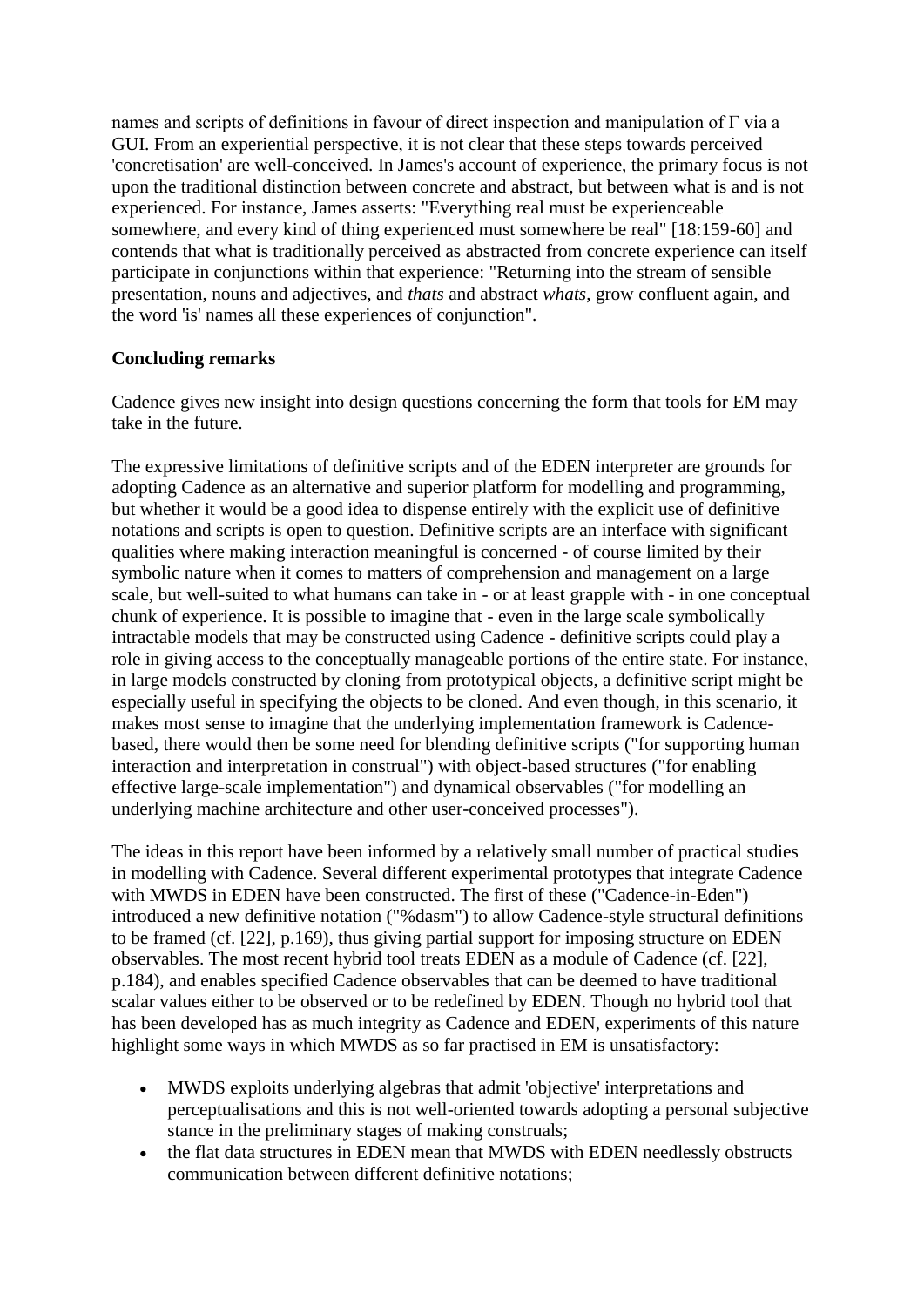names and scripts of definitions in favour of direct inspection and manipulation of $\Gamma$ via a GUI. From an experiential perspective, it is not clear that these steps towards perceived 'concretisation' are well-conceived. In James's account of experience, the primary focus is not upon the traditional distinction between concrete and abstract, but between what is and is not experienced. For instance, James asserts: "Everything real must be experienceable somewhere, and every kind of thing experienced must somewhere be real" [18:159-60] and contends that what is traditionally perceived as abstracted from concrete experience can itself participate in conjunctions within that experience: "Returning into the stream of sensible presentation, nouns and adjectives, and *thats* and abstract *whats*, grow confluent again, and the word 'is' names all these experiences of conjunction".

**Concluding remarks**

Cadence gives new insight into design questions concerning the form that tools for EM may take in the future.

The expressive limitations of definitive scripts and of the EDEN interpreter are grounds for adopting Cadence as an alternative and superior platform for modelling and programming, but whether it would be a good idea to dispense entirely with the explicit use of definitive notations and scripts is open to question. Definitive scripts are an interface with significant qualities where making interaction meaningful is concerned - of course limited by their symbolic nature when it comes to matters of comprehension and management on a large scale, but well-suited to what humans can take in - or at least grapple with - in one conceptual chunk of experience. It is possible to imagine that - even in the large scale symbolically intractable models that may be constructed using Cadence - definitive scripts could play a role in giving access to the conceptually manageable portions of the entire state. For instance, in large models constructed by cloning from prototypical objects, a definitive script might be especially useful in specifying the objects to be cloned. And even though, in this scenario, it makes most sense to imagine that the underlying implementation framework is Cadence-based, there would then be some need for blending definitive scripts ("for supporting human interaction and interpretation in construal") with object-based structures ("for enabling effective large-scale implementation") and dynamical observables ("for modelling an underlying machine architecture and other user-conceived processes").

The ideas in this report have been informed by a relatively small number of practical studies in modelling with Cadence. Several different experimental prototypes that integrate Cadence with MWDS in EDEN have been constructed. The first of these ("Cadence-in-Eden") introduced a new definitive notation ("%dasm") to allow Cadence-style structural definitions to be framed (cf. [22], p.169), thus giving partial support for imposing structure on EDEN observables. The most recent hybrid tool treats EDEN as a module of Cadence (cf. [22], p.184), and enables specified Cadence observables that can be deemed to have traditional scalar values either to be observed or to be redefined by EDEN. Though no hybrid tool that has been developed has as much integrity as Cadence and EDEN, experiments of this nature highlight some ways in which MWDS as so far practised in EM is unsatisfactory:

- MWDS exploits underlying algebras that admit 'objective' interpretations and perceptualisations and this is not well-oriented towards adopting a personal subjective stance in the preliminary stages of making construals;
- the flat data structures in EDEN mean that MWDS with EDEN needlessly obstructs communication between different definitive notations;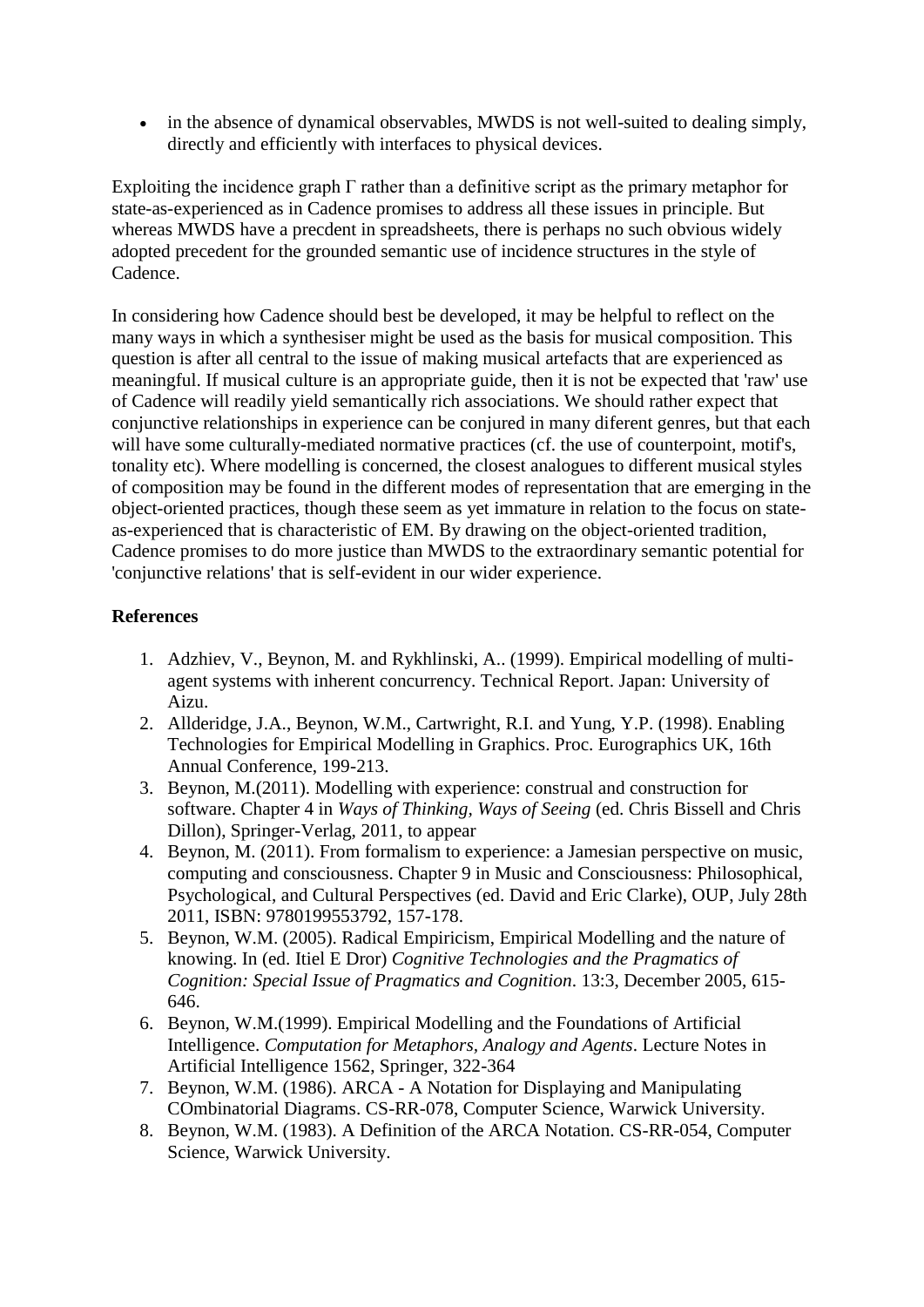- in the absence of dynamical observables, MWDS is not well-suited to dealing simply, directly and efficiently with interfaces to physical devices.

Exploiting the incidence graph $\Gamma$ rather than a definitive script as the primary metaphor for state-as-experienced as in Cadence promises to address all these issues in principle. But whereas MWDS have a precdent in spreadsheets, there is perhaps no such obvious widely adopted precedent for the grounded semantic use of incidence structures in the style of Cadence.

In considering how Cadence should best be developed, it may be helpful to reflect on the many ways in which a synthesiser might be used as the basis for musical composition. This question is after all central to the issue of making musical artefacts that are experienced as meaningful. If musical culture is an appropriate guide, then it is not be expected that 'raw' use of Cadence will readily yield semantically rich associations. We should rather expect that conjunctive relationships in experience can be conjured in many diferent genres, but that each will have some culturally-mediated normative practices (cf. the use of counterpoint, motif's, tonality etc). Where modelling is concerned, the closest analogues to different musical styles of composition may be found in the different modes of representation that are emerging in the object-oriented practices, though these seem as yet immature in relation to the focus on state-as-experienced that is characteristic of EM. By drawing on the object-oriented tradition, Cadence promises to do more justice than MWDS to the extraordinary semantic potential for 'conjunctive relations' that is self-evident in our wider experience.

**References**

1. Adzhiev, V., Beynon, M. and Rykhlinski, A.. (1999). Empirical modelling of multi-agent systems with inherent concurrency. Technical Report. Japan: University of Aizu.
2. Allderidge, J.A., Beynon, W.M., Cartwright, R.I. and Yung, Y.P. (1998). Enabling Technologies for Empirical Modelling in Graphics. Proc. Eurographics UK, 16th Annual Conference, 199-213.
3. Beynon, M.(2011). Modelling with experience: construal and construction for software. Chapter 4 in *Ways of Thinking, Ways of Seeing* (ed. Chris Bissell and Chris Dillon), Springer-Verlag, 2011, to appear
4. Beynon, M. (2011). From formalism to experience: a Jamesian perspective on music, computing and consciousness. Chapter 9 in Music and Consciousness: Philosophical, Psychological, and Cultural Perspectives (ed. David and Eric Clarke), OUP, July 28th 2011, ISBN: 9780199553792, 157-178.
5. Beynon, W.M. (2005). Radical Empiricism, Empirical Modelling and the nature of knowing. In (ed. Itiel E Dror) *Cognitive Technologies and the Pragmatics of Cognition: Special Issue of Pragmatics and Cognition*. 13:3, December 2005, 615-646.
6. Beynon, W.M.(1999). Empirical Modelling and the Foundations of Artificial Intelligence. *Computation for Metaphors, Analogy and Agents*. Lecture Notes in Artificial Intelligence 1562, Springer, 322-364
7. Beynon, W.M. (1986). ARCA - A Notation for Displaying and Manipulating COmbinatorial Diagrams. CS-RR-078, Computer Science, Warwick University.
8. Beynon, W.M. (1983). A Definition of the ARCA Notation. CS-RR-054, Computer Science, Warwick University.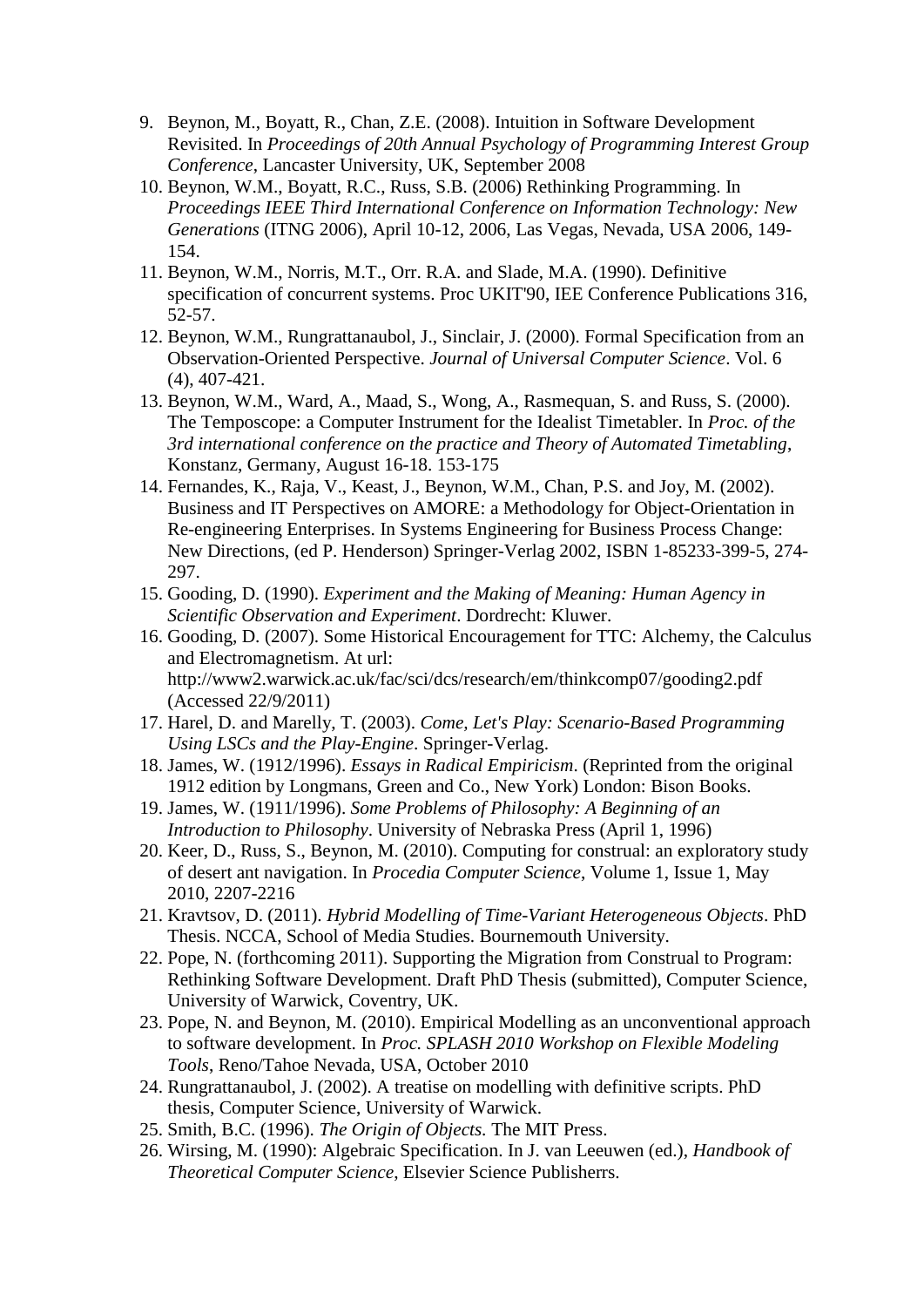9. Beynon, M., Boyatt, R., Chan, Z.E. (2008). Intuition in Software Development Revisited. In *Proceedings of 20th Annual Psychology of Programming Interest Group Conference*, Lancaster University, UK, September 2008
10. Beynon, W.M., Boyatt, R.C., Russ, S.B. (2006) Rethinking Programming. In *Proceedings IEEE Third International Conference on Information Technology: New Generations* (ITNG 2006), April 10-12, 2006, Las Vegas, Nevada, USA 2006, 149-154.
11. Beynon, W.M., Norris, M.T., Orr. R.A. and Slade, M.A. (1990). Definitive specification of concurrent systems. Proc UKIT'90, IEE Conference Publications 316, 52-57.
12. Beynon, W.M., Rungrattanaubol, J., Sinclair, J. (2000). Formal Specification from an Observation-Oriented Perspective. *Journal of Universal Computer Science*. Vol. 6 (4), 407-421.
13. Beynon, W.M., Ward, A., Maad, S., Wong, A., Rasmequan, S. and Russ, S. (2000). The Temposcope: a Computer Instrument for the Idealist Timetabler. In *Proc. of the 3rd international conference on the practice and Theory of Automated Timetabling*, Konstanz, Germany, August 16-18. 153-175
14. Fernandes, K., Raja, V., Keast, J., Beynon, W.M., Chan, P.S. and Joy, M. (2002). Business and IT Perspectives on AMORE: a Methodology for Object-Orientation in Re-engineering Enterprises. In Systems Engineering for Business Process Change: New Directions, (ed P. Henderson) Springer-Verlag 2002, ISBN 1-85233-399-5, 274-297.
15. Gooding, D. (1990). *Experiment and the Making of Meaning: Human Agency in Scientific Observation and Experiment*. Dordrecht: Kluwer.
16. Gooding, D. (2007). Some Historical Encouragement for TTC: Alchemy, the Calculus and Electromagnetism. At url: http://www2.warwick.ac.uk/fac/sci/dcs/research/em/thinkcomp07/gooding2.pdf (Accessed 22/9/2011)
17. Harel, D. and Marelly, T. (2003). *Come, Let's Play: Scenario-Based Programming Using LSCs and the Play-Engine*. Springer-Verlag.
18. James, W. (1912/1996). *Essays in Radical Empiricism*. (Reprinted from the original 1912 edition by Longmans, Green and Co., New York) London: Bison Books.
19. James, W. (1911/1996). *Some Problems of Philosophy: A Beginning of an Introduction to Philosophy*. University of Nebraska Press (April 1, 1996)
20. Keer, D., Russ, S., Beynon, M. (2010). Computing for construal: an exploratory study of desert ant navigation. In *Procedia Computer Science*, Volume 1, Issue 1, May 2010, 2207-2216
21. Kravtsov, D. (2011). *Hybrid Modelling of Time-Variant Heterogeneous Objects*. PhD Thesis. NCCA, School of Media Studies. Bournemouth University.
22. Pope, N. (forthcoming 2011). Supporting the Migration from Construal to Program: Rethinking Software Development. Draft PhD Thesis (submitted), Computer Science, University of Warwick, Coventry, UK.
23. Pope, N. and Beynon, M. (2010). Empirical Modelling as an unconventional approach to software development. In *Proc. SPLASH 2010 Workshop on Flexible Modeling Tools*, Reno/Tahoe Nevada, USA, October 2010
24. Rungrattanaubol, J. (2002). A treatise on modelling with definitive scripts. PhD thesis, Computer Science, University of Warwick.
25. Smith, B.C. (1996). *The Origin of Objects*. The MIT Press.
26. Wirsing, M. (1990): Algebraic Specification. In J. van Leeuwen (ed.), *Handbook of Theoretical Computer Science*, Elsevier Science Publisherrs.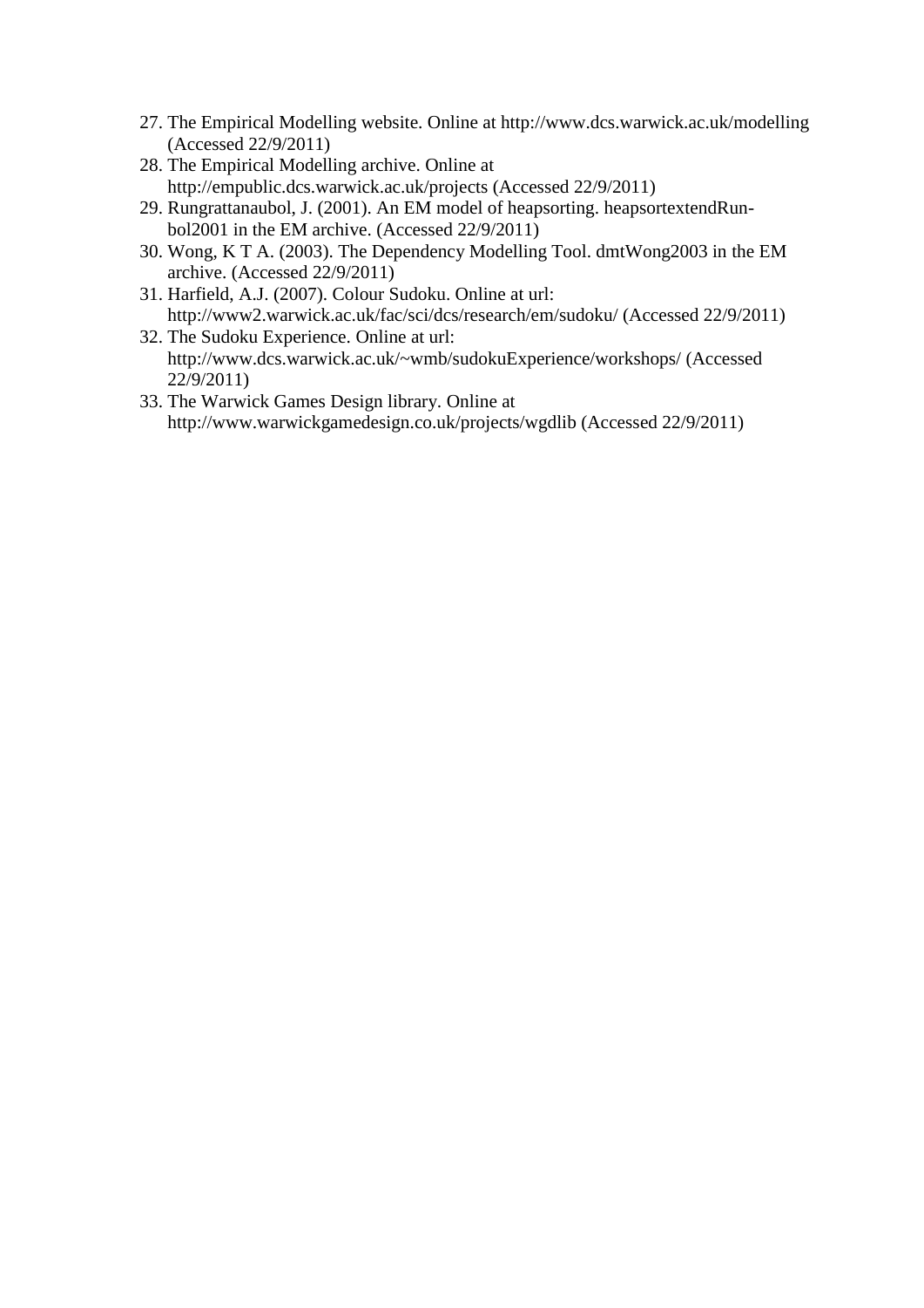27. The Empirical Modelling website. Online at http://www.dcs.warwick.ac.uk/modelling (Accessed 22/9/2011)
28. The Empirical Modelling archive. Online at http://empublic.dcs.warwick.ac.uk/projects (Accessed 22/9/2011)
29. Rungrattanaubol, J. (2001). An EM model of heapsorting. heapsortextendRunbol2001 in the EM archive. (Accessed 22/9/2011)
30. Wong, K T A. (2003). The Dependency Modelling Tool. dmtWong2003 in the EM archive. (Accessed 22/9/2011)
31. Harfield, A.J. (2007). Colour Sudoku. Online at url: http://www2.warwick.ac.uk/fac/sci/dcs/research/em/sudoku/ (Accessed 22/9/2011)
32. The Sudoku Experience. Online at url: http://www.dcs.warwick.ac.uk/~wmb/sudokuExperience/workshops/ (Accessed 22/9/2011)
33. The Warwick Games Design library. Online at http://www.warwickgamedesign.co.uk/projects/wgdlib (Accessed 22/9/2011)